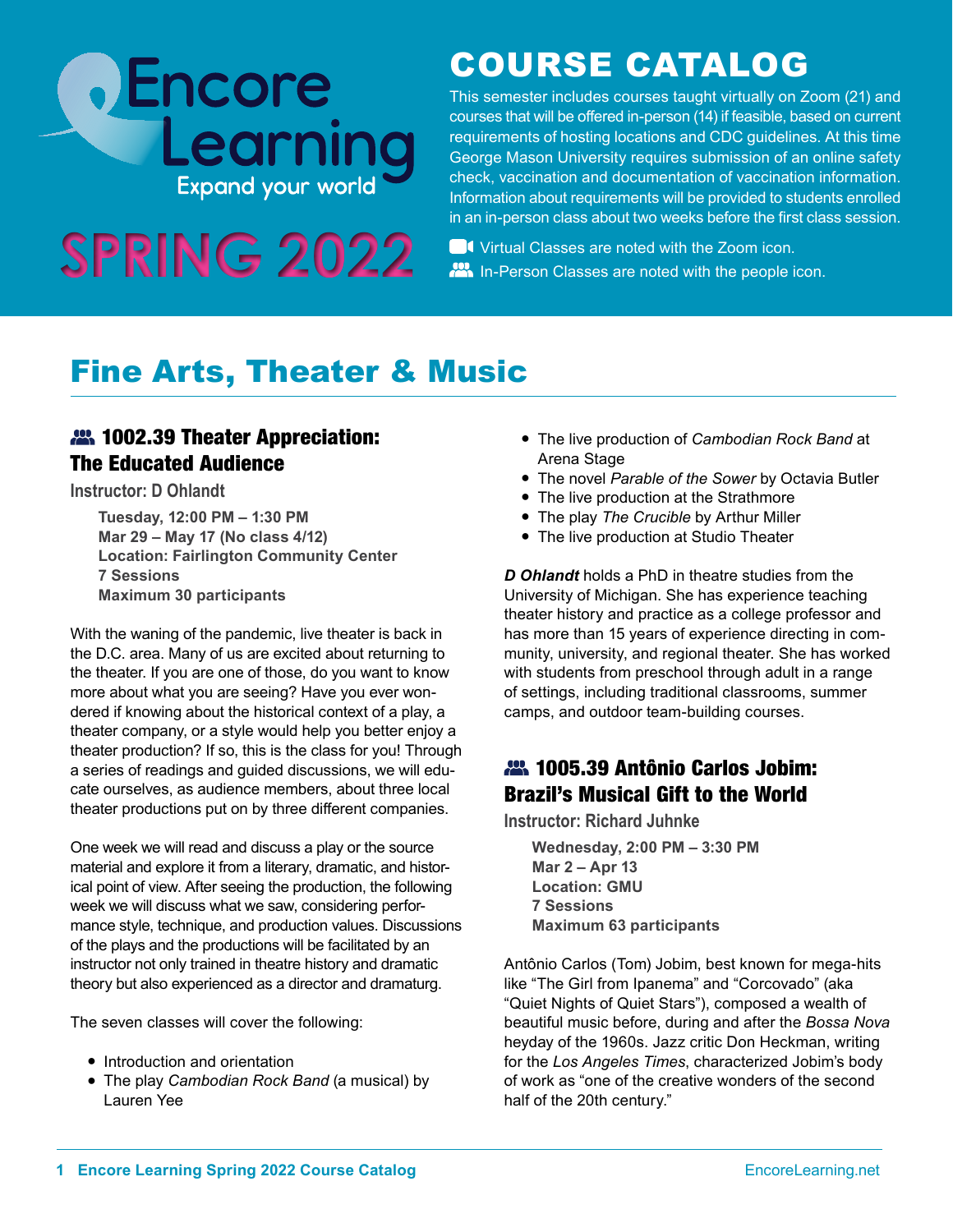# Encore Learning

Expand your world

# SPRING 2022

# COURSE CATALOG

This semester includes courses taught virtually on Zoom (21) and courses that will be offered in-person (14) if feasible, based on current requirements of hosting locations and CDC guidelines. At this time George Mason University requires submission of an online safety check, vaccination and documentation of vaccination information. Information about requirements will be provided to students enrolled in an in-person class about two weeks before the first class session.

Virtual Classes are noted with the Zoom icon.

In-Person Classes are noted with the people icon.

## Fine Arts, Theater & Music

### 1002.39 Theater Appreciation: The Educated Audience

**Instructor: D Ohlandt**

**Tuesday, 12:00 PM – 1:30 PM**
**Mar 29 – May 17 (No class 4/12)**
**Location: Fairlington Community Center**
**7 Sessions**
**Maximum 30 participants**

With the waning of the pandemic, live theater is back in the D.C. area. Many of us are excited about returning to the theater. If you are one of those, do you want to know more about what you are seeing? Have you ever wondered if knowing about the historical context of a play, a theater company, or a style would help you better enjoy a theater production? If so, this is the class for you! Through a series of readings and guided discussions, we will educate ourselves, as audience members, about three local theater productions put on by three different companies.

One week we will read and discuss a play or the source material and explore it from a literary, dramatic, and historical point of view. After seeing the production, the following week we will discuss what we saw, considering performance style, technique, and production values. Discussions of the plays and the productions will be facilitated by an instructor not only trained in theatre history and dramatic theory but also experienced as a director and dramaturg.

The seven classes will cover the following:

- Introduction and orientation
- The play *Cambodian Rock Band* (a musical) by Lauren Yee
- The live production of *Cambodian Rock Band* at Arena Stage
- The novel *Parable of the Sower* by Octavia Butler
- The live production at the Strathmore
- The play *The Crucible* by Arthur Miller
- The live production at Studio Theater

***D Ohlandt*** holds a PhD in theatre studies from the University of Michigan. She has experience teaching theater history and practice as a college professor and has more than 15 years of experience directing in community, university, and regional theater. She has worked with students from preschool through adult in a range of settings, including traditional classrooms, summer camps, and outdoor team-building courses.

### 1005.39 Antônio Carlos Jobim: Brazil's Musical Gift to the World

**Instructor: Richard Juhnke**

**Wednesday, 2:00 PM – 3:30 PM**
**Mar 2 – Apr 13**
**Location: GMU**
**7 Sessions**
**Maximum 63 participants**

Antônio Carlos (Tom) Jobim, best known for mega-hits like "The Girl from Ipanema" and "Corcovado" (aka "Quiet Nights of Quiet Stars"), composed a wealth of beautiful music before, during and after the *Bossa Nova* heyday of the 1960s. Jazz critic Don Heckman, writing for the *Los Angeles Times*, characterized Jobim's body of work as "one of the creative wonders of the second half of the 20th century."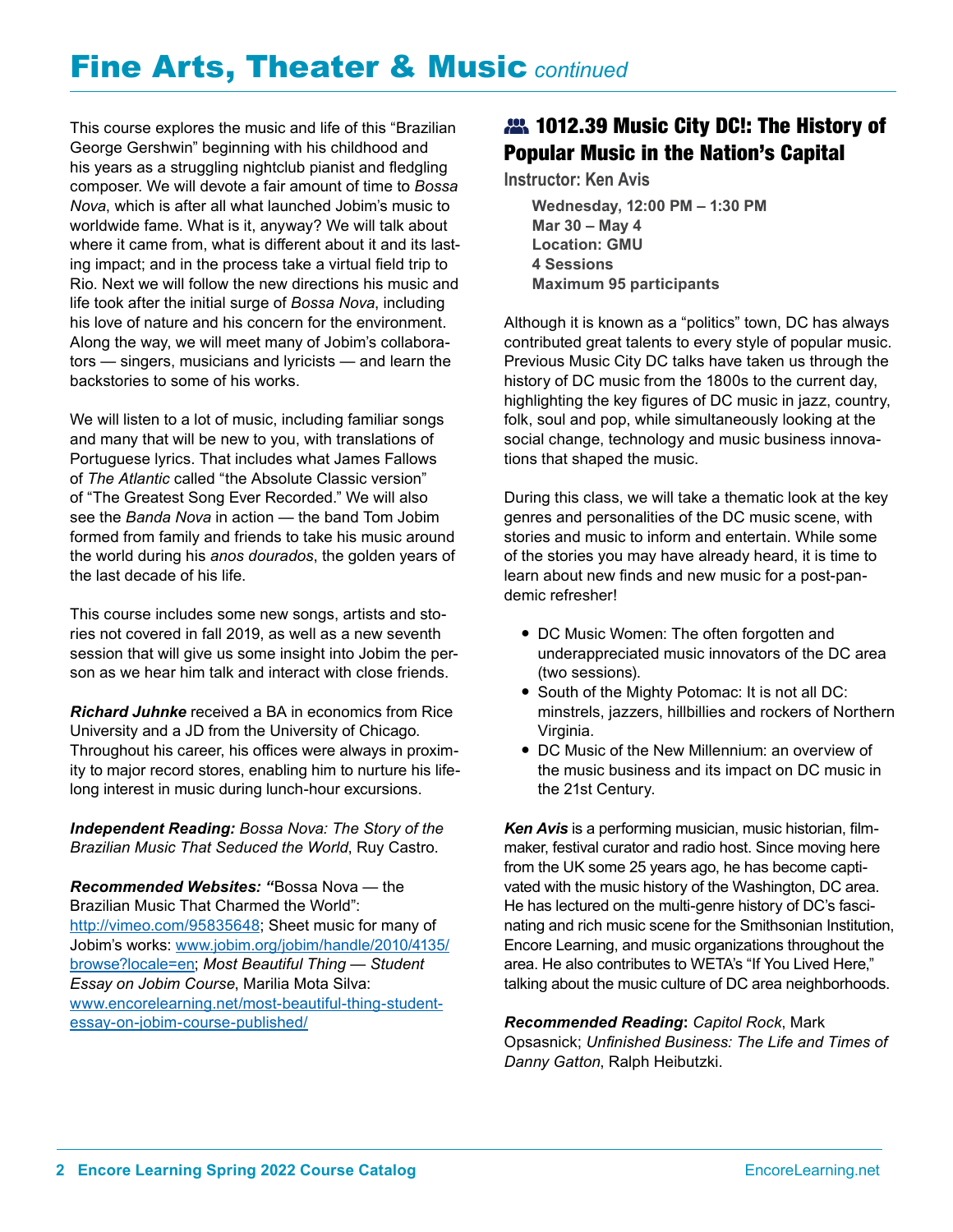# Fine Arts, Theater & Music *continued*

This course explores the music and life of this "Brazilian George Gershwin" beginning with his childhood and his years as a struggling nightclub pianist and fledgling composer. We will devote a fair amount of time to *Bossa Nova*, which is after all what launched Jobim's music to worldwide fame. What is it, anyway? We will talk about where it came from, what is different about it and its lasting impact; and in the process take a virtual field trip to Rio. Next we will follow the new directions his music and life took after the initial surge of *Bossa Nova*, including his love of nature and his concern for the environment. Along the way, we will meet many of Jobim's collaborators — singers, musicians and lyricists — and learn the backstories to some of his works.

We will listen to a lot of music, including familiar songs and many that will be new to you, with translations of Portuguese lyrics. That includes what James Fallows of *The Atlantic* called "the Absolute Classic version" of "The Greatest Song Ever Recorded." We will also see the *Banda Nova* in action — the band Tom Jobim formed from family and friends to take his music around the world during his *anos dourados*, the golden years of the last decade of his life.

This course includes some new songs, artists and stories not covered in fall 2019, as well as a new seventh session that will give us some insight into Jobim the person as we hear him talk and interact with close friends.

***Richard Juhnke*** received a BA in economics from Rice University and a JD from the University of Chicago. Throughout his career, his offices were always in proximity to major record stores, enabling him to nurture his lifelong interest in music during lunch-hour excursions.

***Independent Reading:*** *Bossa Nova: The Story of the Brazilian Music That Seduced the World*, Ruy Castro.

***Recommended Websites:*** "Bossa Nova — the Brazilian Music That Charmed the World": http://vimeo.com/95835648; Sheet music for many of Jobim's works: www.jobim.org/jobim/handle/2010/4135/browse?locale=en; *Most Beautiful Thing — Student Essay on Jobim Course*, Marilia Mota Silva: www.encorelearning.net/most-beautiful-thing-student-essay-on-jobim-course-published/

## 1012.39 Music City DC!: The History of Popular Music in the Nation's Capital

**Instructor: Ken Avis**

**Wednesday, 12:00 PM – 1:30 PM**
**Mar 30 – May 4**
**Location: GMU**
**4 Sessions**
**Maximum 95 participants**

Although it is known as a "politics" town, DC has always contributed great talents to every style of popular music. Previous Music City DC talks have taken us through the history of DC music from the 1800s to the current day, highlighting the key figures of DC music in jazz, country, folk, soul and pop, while simultaneously looking at the social change, technology and music business innovations that shaped the music.

During this class, we will take a thematic look at the key genres and personalities of the DC music scene, with stories and music to inform and entertain. While some of the stories you may have already heard, it is time to learn about new finds and new music for a post-pandemic refresher!

- DC Music Women: The often forgotten and underappreciated music innovators of the DC area (two sessions).
- South of the Mighty Potomac: It is not all DC: minstrels, jazzers, hillbillies and rockers of Northern Virginia.
- DC Music of the New Millennium: an overview of the music business and its impact on DC music in the 21st Century.

***Ken Avis*** is a performing musician, music historian, filmmaker, festival curator and radio host. Since moving here from the UK some 25 years ago, he has become captivated with the music history of the Washington, DC area. He has lectured on the multi-genre history of DC's fascinating and rich music scene for the Smithsonian Institution, Encore Learning, and music organizations throughout the area. He also contributes to WETA's "If You Lived Here," talking about the music culture of DC area neighborhoods.

***Recommended Reading*:** *Capitol Rock*, Mark Opsasnick; *Unfinished Business: The Life and Times of Danny Gatton*, Ralph Heibutzki.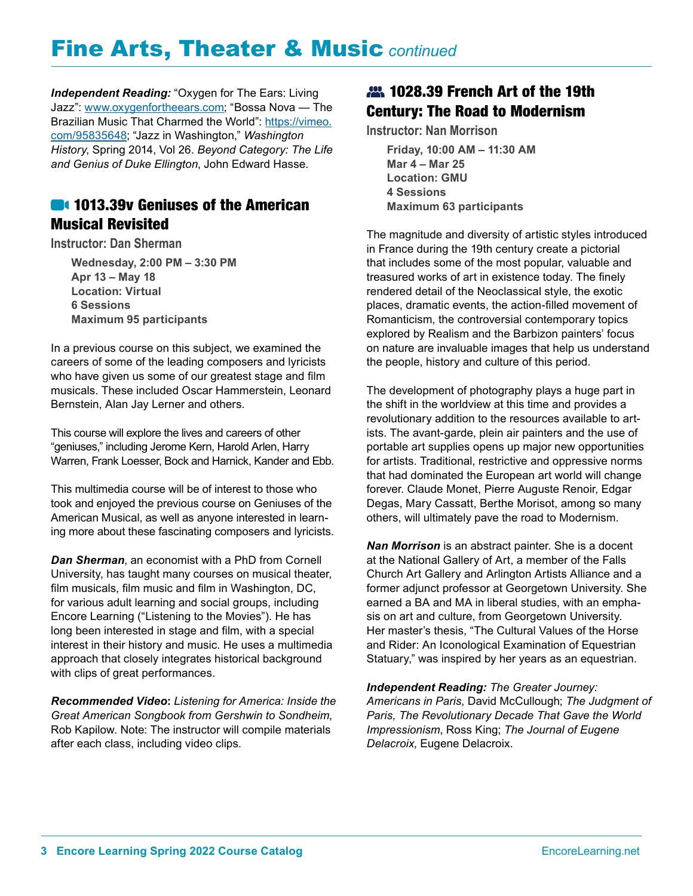# Fine Arts, Theater & Music *continued*

***Independent Reading:*** "Oxygen for The Ears: Living Jazz": www.oxygenfortheears.com; "Bossa Nova — The Brazilian Music That Charmed the World": https://vimeo.com/95835648; "Jazz in Washington," *Washington History*, Spring 2014, Vol 26. *Beyond Category: The Life and Genius of Duke Ellington*, John Edward Hasse.

## 1013.39v Geniuses of the American Musical Revisited

**Instructor: Dan Sherman**

**Wednesday, 2:00 PM – 3:30 PM**
**Apr 13 – May 18**
**Location: Virtual**
**6 Sessions**
**Maximum 95 participants**

In a previous course on this subject, we examined the careers of some of the leading composers and lyricists who have given us some of our greatest stage and film musicals. These included Oscar Hammerstein, Leonard Bernstein, Alan Jay Lerner and others.

This course will explore the lives and careers of other "geniuses," including Jerome Kern, Harold Arlen, Harry Warren, Frank Loesser, Bock and Harnick, Kander and Ebb.

This multimedia course will be of interest to those who took and enjoyed the previous course on Geniuses of the American Musical, as well as anyone interested in learning more about these fascinating composers and lyricists.

***Dan Sherman***, an economist with a PhD from Cornell University, has taught many courses on musical theater, film musicals, film music and film in Washington, DC, for various adult learning and social groups, including Encore Learning ("Listening to the Movies"). He has long been interested in stage and film, with a special interest in their history and music. He uses a multimedia approach that closely integrates historical background with clips of great performances.

***Recommended Video*****:** *Listening for America: Inside the Great American Songbook from Gershwin to Sondheim*, Rob Kapilow. Note: The instructor will compile materials after each class, including video clips.

## 1028.39 French Art of the 19th Century: The Road to Modernism

**Instructor: Nan Morrison**

**Friday, 10:00 AM – 11:30 AM**
**Mar 4 – Mar 25**
**Location: GMU**
**4 Sessions**
**Maximum 63 participants**

The magnitude and diversity of artistic styles introduced in France during the 19th century create a pictorial that includes some of the most popular, valuable and treasured works of art in existence today. The finely rendered detail of the Neoclassical style, the exotic places, dramatic events, the action-filled movement of Romanticism, the controversial contemporary topics explored by Realism and the Barbizon painters' focus on nature are invaluable images that help us understand the people, history and culture of this period.

The development of photography plays a huge part in the shift in the worldview at this time and provides a revolutionary addition to the resources available to artists. The avant-garde, plein air painters and the use of portable art supplies opens up major new opportunities for artists. Traditional, restrictive and oppressive norms that had dominated the European art world will change forever. Claude Monet, Pierre Auguste Renoir, Edgar Degas, Mary Cassatt, Berthe Morisot, among so many others, will ultimately pave the road to Modernism.

***Nan Morrison*** is an abstract painter. She is a docent at the National Gallery of Art, a member of the Falls Church Art Gallery and Arlington Artists Alliance and a former adjunct professor at Georgetown University. She earned a BA and MA in liberal studies, with an emphasis on art and culture, from Georgetown University. Her master's thesis, "The Cultural Values of the Horse and Rider: An Iconological Examination of Equestrian Statuary," was inspired by her years as an equestrian.

***Independent Reading:*** *The Greater Journey: Americans in Paris*, David McCullough; *The Judgment of Paris, The Revolutionary Decade That Gave the World Impressionism*, Ross King; *The Journal of Eugene Delacroix*, Eugene Delacroix.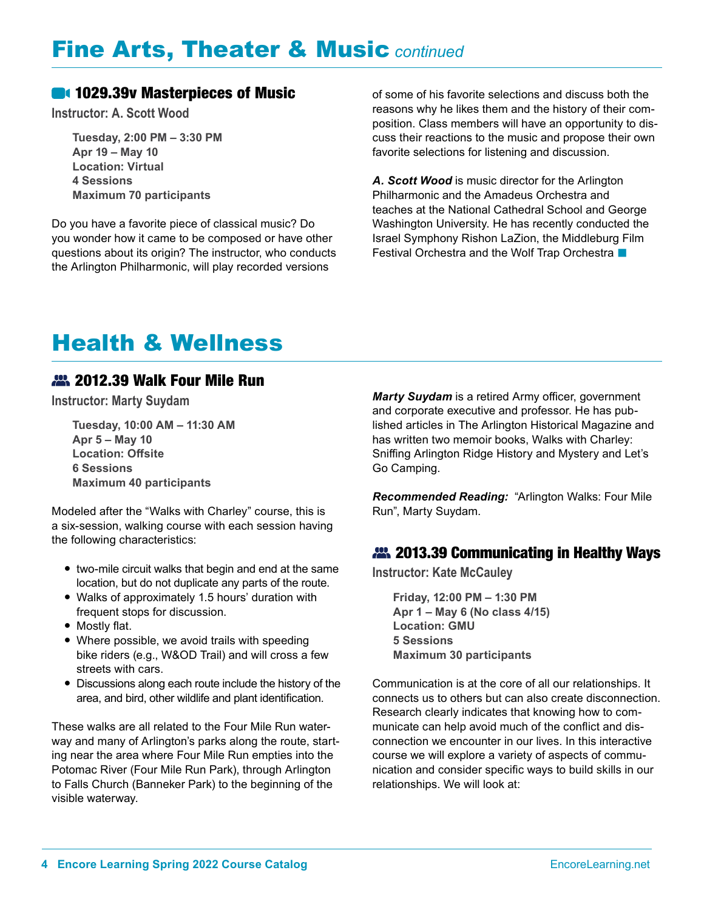# Fine Arts, Theater & Music *continued*

### 1029.39v Masterpieces of Music

**Instructor: A. Scott Wood**

**Tuesday, 2:00 PM – 3:30 PM**
**Apr 19 – May 10**
**Location: Virtual**
**4 Sessions**
**Maximum 70 participants**

Do you have a favorite piece of classical music? Do you wonder how it came to be composed or have other questions about its origin? The instructor, who conducts the Arlington Philharmonic, will play recorded versions of some of his favorite selections and discuss both the reasons why he likes them and the history of their composition. Class members will have an opportunity to discuss their reactions to the music and propose their own favorite selections for listening and discussion.

***A. Scott Wood*** is music director for the Arlington Philharmonic and the Amadeus Orchestra and teaches at the National Cathedral School and George Washington University. He has recently conducted the Israel Symphony Rishon LaZion, the Middleburg Film Festival Orchestra and the Wolf Trap Orchestra

# Health & Wellness

### 2012.39 Walk Four Mile Run

**Instructor: Marty Suydam**

**Tuesday, 10:00 AM – 11:30 AM**
**Apr 5 – May 10**
**Location: Offsite**
**6 Sessions**
**Maximum 40 participants**

Modeled after the "Walks with Charley" course, this is a six-session, walking course with each session having the following characteristics:

- two-mile circuit walks that begin and end at the same location, but do not duplicate any parts of the route.
- Walks of approximately 1.5 hours' duration with frequent stops for discussion.
- Mostly flat.
- Where possible, we avoid trails with speeding bike riders (e.g., W&OD Trail) and will cross a few streets with cars.
- Discussions along each route include the history of the area, and bird, other wildlife and plant identification.

These walks are all related to the Four Mile Run waterway and many of Arlington's parks along the route, starting near the area where Four Mile Run empties into the Potomac River (Four Mile Run Park), through Arlington to Falls Church (Banneker Park) to the beginning of the visible waterway.

***Marty Suydam*** is a retired Army officer, government and corporate executive and professor. He has published articles in The Arlington Historical Magazine and has written two memoir books, Walks with Charley: Sniffing Arlington Ridge History and Mystery and Let's Go Camping.

***Recommended Reading:*** "Arlington Walks: Four Mile Run", Marty Suydam.

### 2013.39 Communicating in Healthy Ways

**Instructor: Kate McCauley**

**Friday, 12:00 PM – 1:30 PM**
**Apr 1 – May 6 (No class 4/15)**
**Location: GMU**
**5 Sessions**
**Maximum 30 participants**

Communication is at the core of all our relationships. It connects us to others but can also create disconnection. Research clearly indicates that knowing how to communicate can help avoid much of the conflict and disconnection we encounter in our lives. In this interactive course we will explore a variety of aspects of communication and consider specific ways to build skills in our relationships. We will look at: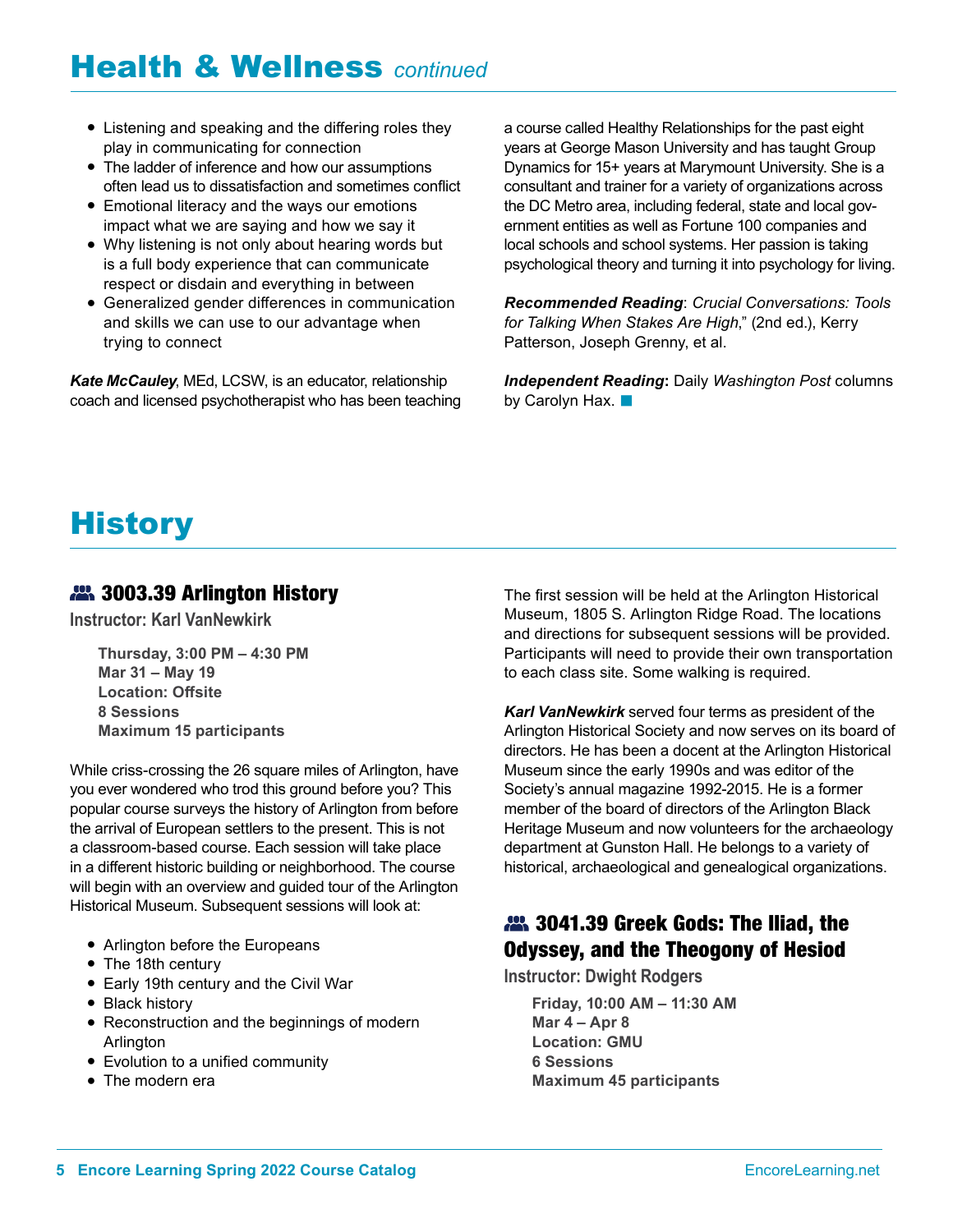# Health & Wellness *continued*

- Listening and speaking and the differing roles they play in communicating for connection
- The ladder of inference and how our assumptions often lead us to dissatisfaction and sometimes conflict
- Emotional literacy and the ways our emotions impact what we are saying and how we say it
- Why listening is not only about hearing words but is a full body experience that can communicate respect or disdain and everything in between
- Generalized gender differences in communication and skills we can use to our advantage when trying to connect

***Kate McCauley***, MEd, LCSW, is an educator, relationship coach and licensed psychotherapist who has been teaching a course called Healthy Relationships for the past eight years at George Mason University and has taught Group Dynamics for 15+ years at Marymount University. She is a consultant and trainer for a variety of organizations across the DC Metro area, including federal, state and local government entities as well as Fortune 100 companies and local schools and school systems. Her passion is taking psychological theory and turning it into psychology for living.

***Recommended Reading***: *Crucial Conversations: Tools for Talking When Stakes Are High*," (2nd ed.), Kerry Patterson, Joseph Grenny, et al.

***Independent Reading*:** Daily *Washington Post* columns by Carolyn Hax.

# History

## 3003.39 Arlington History

**Instructor: Karl VanNewkirk**

**Thursday, 3:00 PM – 4:30 PM**
**Mar 31 – May 19**
**Location: Offsite**
**8 Sessions**
**Maximum 15 participants**

While criss-crossing the 26 square miles of Arlington, have you ever wondered who trod this ground before you? This popular course surveys the history of Arlington from before the arrival of European settlers to the present. This is not a classroom-based course. Each session will take place in a different historic building or neighborhood. The course will begin with an overview and guided tour of the Arlington Historical Museum. Subsequent sessions will look at:

- Arlington before the Europeans
- The 18th century
- Early 19th century and the Civil War
- Black history
- Reconstruction and the beginnings of modern Arlington
- Evolution to a unified community
- The modern era

The first session will be held at the Arlington Historical Museum, 1805 S. Arlington Ridge Road. The locations and directions for subsequent sessions will be provided. Participants will need to provide their own transportation to each class site. Some walking is required.

***Karl VanNewkirk*** served four terms as president of the Arlington Historical Society and now serves on its board of directors. He has been a docent at the Arlington Historical Museum since the early 1990s and was editor of the Society's annual magazine 1992-2015. He is a former member of the board of directors of the Arlington Black Heritage Museum and now volunteers for the archaeology department at Gunston Hall. He belongs to a variety of historical, archaeological and genealogical organizations.

## 3041.39 Greek Gods: The Iliad, the Odyssey, and the Theogony of Hesiod

**Instructor: Dwight Rodgers**

**Friday, 10:00 AM – 11:30 AM**
**Mar 4 – Apr 8**
**Location: GMU**
**6 Sessions**
**Maximum 45 participants**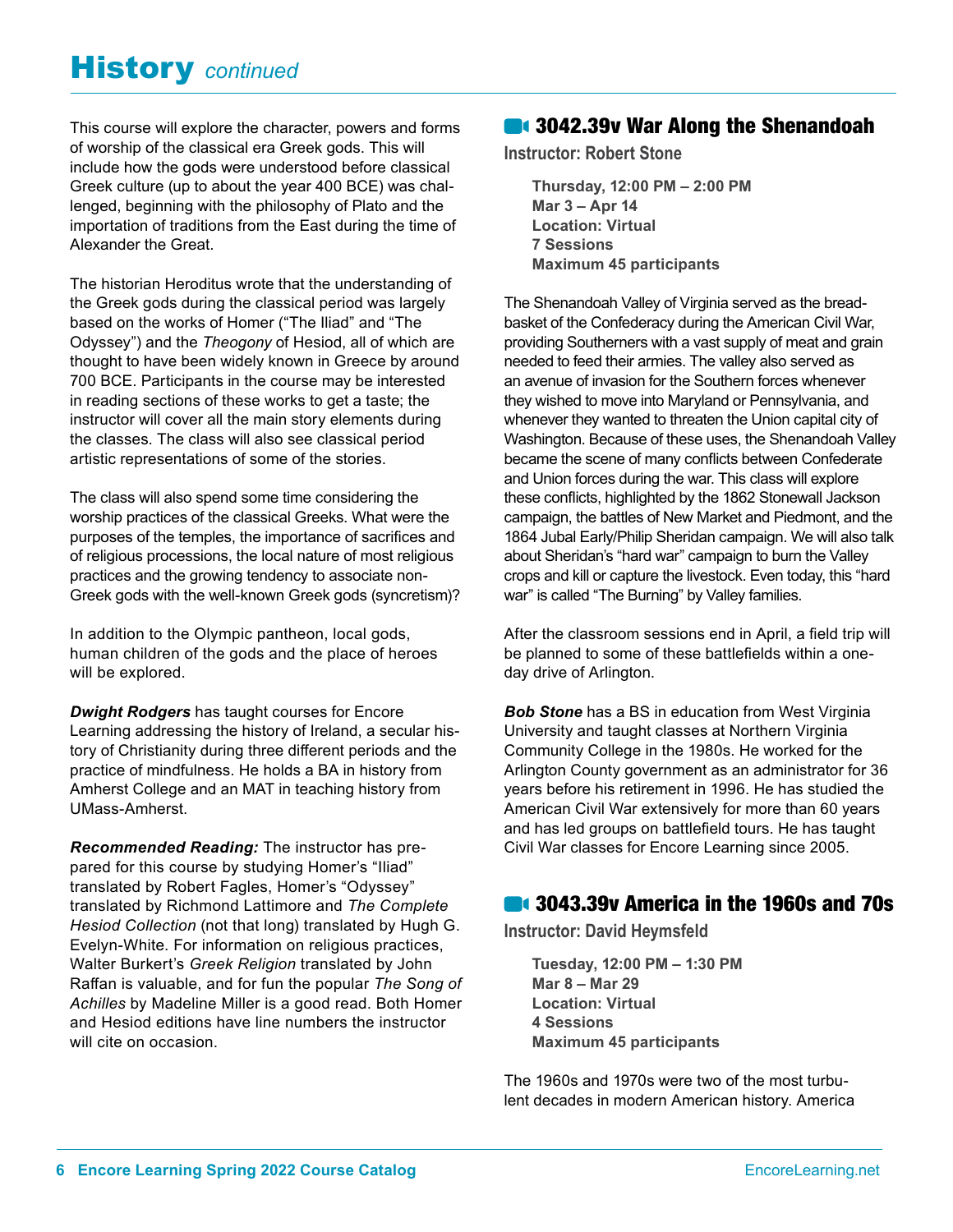# History *continued*

This course will explore the character, powers and forms of worship of the classical era Greek gods. This will include how the gods were understood before classical Greek culture (up to about the year 400 BCE) was challenged, beginning with the philosophy of Plato and the importation of traditions from the East during the time of Alexander the Great.

The historian Herodotus wrote that the understanding of the Greek gods during the classical period was largely based on the works of Homer ("The Iliad" and "The Odyssey") and the *Theogony* of Hesiod, all of which are thought to have been widely known in Greece by around 700 BCE. Participants in the course may be interested in reading sections of these works to get a taste; the instructor will cover all the main story elements during the classes. The class will also see classical period artistic representations of some of the stories.

The class will also spend some time considering the worship practices of the classical Greeks. What were the purposes of the temples, the importance of sacrifices and of religious processions, the local nature of most religious practices and the growing tendency to associate non-Greek gods with the well-known Greek gods (syncretism)?

In addition to the Olympic pantheon, local gods, human children of the gods and the place of heroes will be explored.

***Dwight Rodgers*** has taught courses for Encore Learning addressing the history of Ireland, a secular history of Christianity during three different periods and the practice of mindfulness. He holds a BA in history from Amherst College and an MAT in teaching history from UMass-Amherst.

***Recommended Reading:*** The instructor has prepared for this course by studying Homer's "Iliad" translated by Robert Fagles, Homer's "Odyssey" translated by Richmond Lattimore and *The Complete Hesiod Collection* (not that long) translated by Hugh G. Evelyn-White. For information on religious practices, Walter Burkert's *Greek Religion* translated by John Raffan is valuable, and for fun the popular *The Song of Achilles* by Madeline Miller is a good read. Both Homer and Hesiod editions have line numbers the instructor will cite on occasion.

## 3042.39v War Along the Shenandoah

**Instructor: Robert Stone**

**Thursday, 12:00 PM – 2:00 PM**
**Mar 3 – Apr 14**
**Location: Virtual**
**7 Sessions**
**Maximum 45 participants**

The Shenandoah Valley of Virginia served as the bread-basket of the Confederacy during the American Civil War, providing Southerners with a vast supply of meat and grain needed to feed their armies. The valley also served as an avenue of invasion for the Southern forces whenever they wished to move into Maryland or Pennsylvania, and whenever they wanted to threaten the Union capital city of Washington. Because of these uses, the Shenandoah Valley became the scene of many conflicts between Confederate and Union forces during the war. This class will explore these conflicts, highlighted by the 1862 Stonewall Jackson campaign, the battles of New Market and Piedmont, and the 1864 Jubal Early/Philip Sheridan campaign. We will also talk about Sheridan's "hard war" campaign to burn the Valley crops and kill or capture the livestock. Even today, this "hard war" is called "The Burning" by Valley families.

After the classroom sessions end in April, a field trip will be planned to some of these battlefields within a one-day drive of Arlington.

***Bob Stone*** has a BS in education from West Virginia University and taught classes at Northern Virginia Community College in the 1980s. He worked for the Arlington County government as an administrator for 36 years before his retirement in 1996. He has studied the American Civil War extensively for more than 60 years and has led groups on battlefield tours. He has taught Civil War classes for Encore Learning since 2005.

## 3043.39v America in the 1960s and 70s

**Instructor: David Heymsfeld**

**Tuesday, 12:00 PM – 1:30 PM**
**Mar 8 – Mar 29**
**Location: Virtual**
**4 Sessions**
**Maximum 45 participants**

The 1960s and 1970s were two of the most turbulent decades in modern American history. America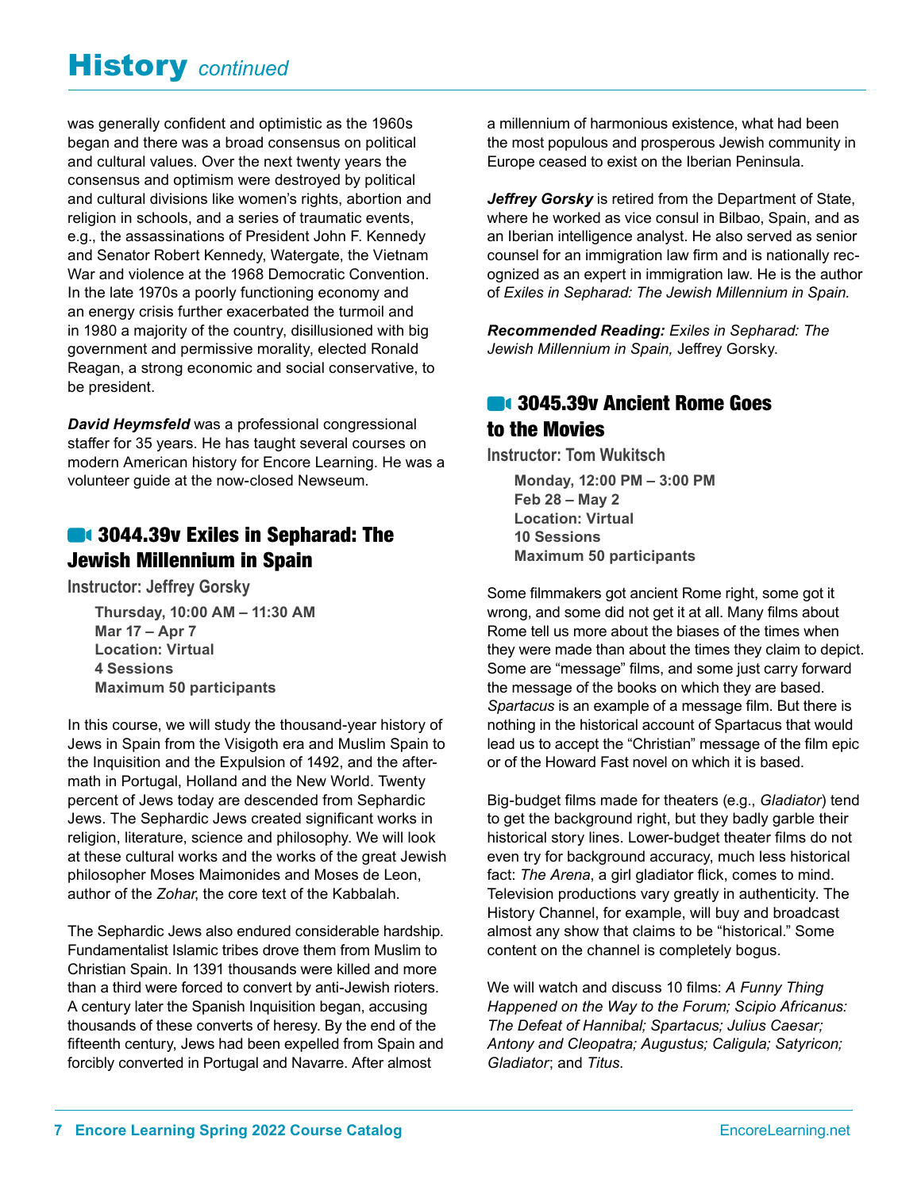# History *continued*

was generally confident and optimistic as the 1960s began and there was a broad consensus on political and cultural values. Over the next twenty years the consensus and optimism were destroyed by political and cultural divisions like women's rights, abortion and religion in schools, and a series of traumatic events, e.g., the assassinations of President John F. Kennedy and Senator Robert Kennedy, Watergate, the Vietnam War and violence at the 1968 Democratic Convention. In the late 1970s a poorly functioning economy and an energy crisis further exacerbated the turmoil and in 1980 a majority of the country, disillusioned with big government and permissive morality, elected Ronald Reagan, a strong economic and social conservative, to be president.

***David Heymsfeld*** was a professional congressional staffer for 35 years. He has taught several courses on modern American history for Encore Learning. He was a volunteer guide at the now-closed Newseum.

## 3044.39v Exiles in Sepharad: The Jewish Millennium in Spain

**Instructor: Jeffrey Gorsky**

**Thursday, 10:00 AM – 11:30 AM**
**Mar 17 – Apr 7**
**Location: Virtual**
**4 Sessions**
**Maximum 50 participants**

In this course, we will study the thousand-year history of Jews in Spain from the Visigoth era and Muslim Spain to the Inquisition and the Expulsion of 1492, and the aftermath in Portugal, Holland and the New World. Twenty percent of Jews today are descended from Sephardic Jews. The Sephardic Jews created significant works in religion, literature, science and philosophy. We will look at these cultural works and the works of the great Jewish philosopher Moses Maimonides and Moses de Leon, author of the *Zohar*, the core text of the Kabbalah.

The Sephardic Jews also endured considerable hardship. Fundamentalist Islamic tribes drove them from Muslim to Christian Spain. In 1391 thousands were killed and more than a third were forced to convert by anti-Jewish rioters. A century later the Spanish Inquisition began, accusing thousands of these converts of heresy. By the end of the fifteenth century, Jews had been expelled from Spain and forcibly converted in Portugal and Navarre. After almost a millennium of harmonious existence, what had been the most populous and prosperous Jewish community in Europe ceased to exist on the Iberian Peninsula.

***Jeffrey Gorsky*** is retired from the Department of State, where he worked as vice consul in Bilbao, Spain, and as an Iberian intelligence analyst. He also served as senior counsel for an immigration law firm and is nationally recognized as an expert in immigration law. He is the author of *Exiles in Sepharad: The Jewish Millennium in Spain.*

***Recommended Reading:*** *Exiles in Sepharad: The Jewish Millennium in Spain,* Jeffrey Gorsky.

## 3045.39v Ancient Rome Goes to the Movies

**Instructor: Tom Wukitsch**

**Monday, 12:00 PM – 3:00 PM**
**Feb 28 – May 2**
**Location: Virtual**
**10 Sessions**
**Maximum 50 participants**

Some filmmakers got ancient Rome right, some got it wrong, and some did not get it at all. Many films about Rome tell us more about the biases of the times when they were made than about the times they claim to depict. Some are "message" films, and some just carry forward the message of the books on which they are based. *Spartacus* is an example of a message film. But there is nothing in the historical account of Spartacus that would lead us to accept the "Christian" message of the film epic or of the Howard Fast novel on which it is based.

Big-budget films made for theaters (e.g., *Gladiator*) tend to get the background right, but they badly garble their historical story lines. Lower-budget theater films do not even try for background accuracy, much less historical fact: *The Arena*, a girl gladiator flick, comes to mind. Television productions vary greatly in authenticity. The History Channel, for example, will buy and broadcast almost any show that claims to be "historical." Some content on the channel is completely bogus.

We will watch and discuss 10 films: *A Funny Thing Happened on the Way to the Forum; Scipio Africanus: The Defeat of Hannibal; Spartacus; Julius Caesar; Antony and Cleopatra; Augustus; Caligula; Satyricon; Gladiator*; and *Titus*.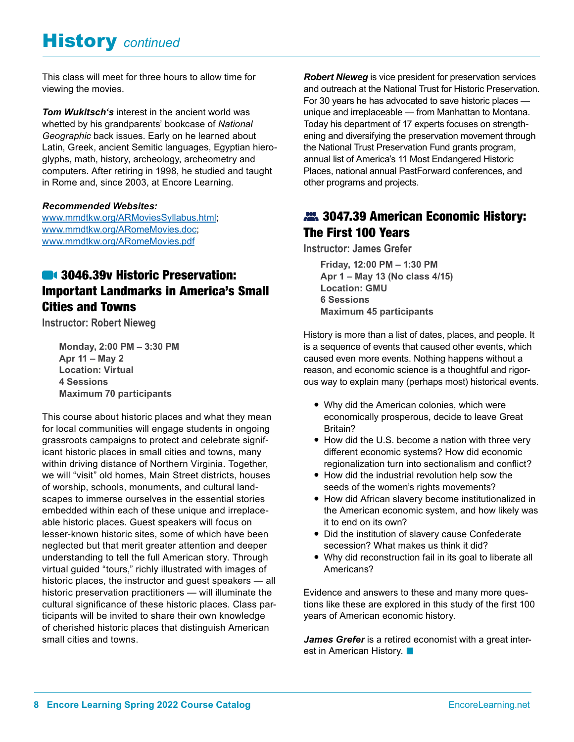# History *continued*

This class will meet for three hours to allow time for viewing the movies.

***Tom Wukitsch's*** interest in the ancient world was whetted by his grandparents' bookcase of *National Geographic* back issues. Early on he learned about Latin, Greek, ancient Semitic languages, Egyptian hieroglyphs, math, history, archeology, archeometry and computers. After retiring in 1998, he studied and taught in Rome and, since 2003, at Encore Learning.

***Recommended Websites:***
www.mmdtkw.org/ARMoviesSyllabus.html;
www.mmdtkw.org/ARomeMovies.doc;
www.mmdtkw.org/ARomeMovies.pdf

## 3046.39v Historic Preservation: Important Landmarks in America's Small Cities and Towns

**Instructor: Robert Nieweg**

**Monday, 2:00 PM – 3:30 PM**
**Apr 11 – May 2**
**Location: Virtual**
**4 Sessions**
**Maximum 70 participants**

This course about historic places and what they mean for local communities will engage students in ongoing grassroots campaigns to protect and celebrate significant historic places in small cities and towns, many within driving distance of Northern Virginia. Together, we will "visit" old homes, Main Street districts, houses of worship, schools, monuments, and cultural landscapes to immerse ourselves in the essential stories embedded within each of these unique and irreplaceable historic places. Guest speakers will focus on lesser-known historic sites, some of which have been neglected but that merit greater attention and deeper understanding to tell the full American story. Through virtual guided "tours," richly illustrated with images of historic places, the instructor and guest speakers — all historic preservation practitioners — will illuminate the cultural significance of these historic places. Class participants will be invited to share their own knowledge of cherished historic places that distinguish American small cities and towns.

***Robert Nieweg*** is vice president for preservation services and outreach at the National Trust for Historic Preservation. For 30 years he has advocated to save historic places — unique and irreplaceable — from Manhattan to Montana. Today his department of 17 experts focuses on strengthening and diversifying the preservation movement through the National Trust Preservation Fund grants program, annual list of America's 11 Most Endangered Historic Places, national annual PastForward conferences, and other programs and projects.

## 3047.39 American Economic History: The First 100 Years

**Instructor: James Grefer**

**Friday, 12:00 PM – 1:30 PM**
**Apr 1 – May 13 (No class 4/15)**
**Location: GMU**
**6 Sessions**
**Maximum 45 participants**

History is more than a list of dates, places, and people. It is a sequence of events that caused other events, which caused even more events. Nothing happens without a reason, and economic science is a thoughtful and rigorous way to explain many (perhaps most) historical events.

- Why did the American colonies, which were economically prosperous, decide to leave Great Britain?
- How did the U.S. become a nation with three very different economic systems? How did economic regionalization turn into sectionalism and conflict?
- How did the industrial revolution help sow the seeds of the women's rights movements?
- How did African slavery become institutionalized in the American economic system, and how likely was it to end on its own?
- Did the institution of slavery cause Confederate secession? What makes us think it did?
- Why did reconstruction fail in its goal to liberate all Americans?

Evidence and answers to these and many more questions like these are explored in this study of the first 100 years of American economic history.

***James Grefer*** is a retired economist with a great interest in American History.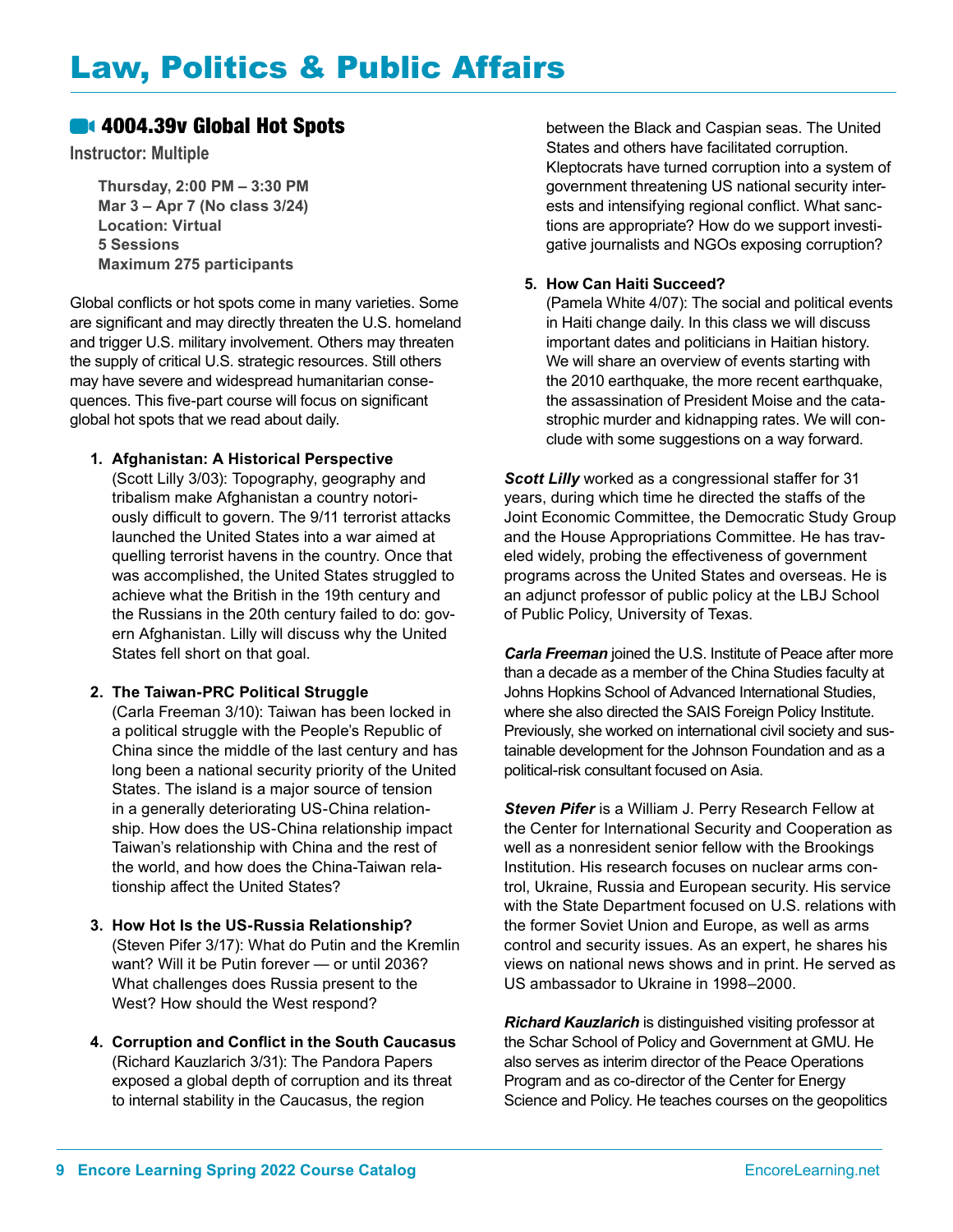# Law, Politics & Public Affairs

## 4004.39v Global Hot Spots

**Instructor: Multiple**

**Thursday, 2:00 PM – 3:30 PM**
**Mar 3 – Apr 7 (No class 3/24)**
**Location: Virtual**
**5 Sessions**
**Maximum 275 participants**

Global conflicts or hot spots come in many varieties. Some are significant and may directly threaten the U.S. homeland and trigger U.S. military involvement. Others may threaten the supply of critical U.S. strategic resources. Still others may have severe and widespread humanitarian consequences. This five-part course will focus on significant global hot spots that we read about daily.

1. **Afghanistan: A Historical Perspective**
   (Scott Lilly 3/03): Topography, geography and tribalism make Afghanistan a country notoriously difficult to govern. The 9/11 terrorist attacks launched the United States into a war aimed at quelling terrorist havens in the country. Once that was accomplished, the United States struggled to achieve what the British in the 19th century and the Russians in the 20th century failed to do: govern Afghanistan. Lilly will discuss why the United States fell short on that goal.

2. **The Taiwan-PRC Political Struggle**
   (Carla Freeman 3/10): Taiwan has been locked in a political struggle with the People's Republic of China since the middle of the last century and has long been a national security priority of the United States. The island is a major source of tension in a generally deteriorating US-China relationship. How does the US-China relationship impact Taiwan's relationship with China and the rest of the world, and how does the China-Taiwan relationship affect the United States?

3. **How Hot Is the US-Russia Relationship?**
   (Steven Pifer 3/17): What do Putin and the Kremlin want? Will it be Putin forever — or until 2036? What challenges does Russia present to the West? How should the West respond?

4. **Corruption and Conflict in the South Caucasus**
   (Richard Kauzlarich 3/31): The Pandora Papers exposed a global depth of corruption and its threat to internal stability in the Caucasus, the region between the Black and Caspian seas. The United States and others have facilitated corruption. Kleptocrats have turned corruption into a system of government threatening US national security interests and intensifying regional conflict. What sanctions are appropriate? How do we support investigative journalists and NGOs exposing corruption?

5. **How Can Haiti Succeed?**
   (Pamela White 4/07): The social and political events in Haiti change daily. In this class we will discuss important dates and politicians in Haitian history. We will share an overview of events starting with the 2010 earthquake, the more recent earthquake, the assassination of President Moise and the catastrophic murder and kidnapping rates. We will conclude with some suggestions on a way forward.

***Scott Lilly*** worked as a congressional staffer for 31 years, during which time he directed the staffs of the Joint Economic Committee, the Democratic Study Group and the House Appropriations Committee. He has traveled widely, probing the effectiveness of government programs across the United States and overseas. He is an adjunct professor of public policy at the LBJ School of Public Policy, University of Texas.

***Carla Freeman*** joined the U.S. Institute of Peace after more than a decade as a member of the China Studies faculty at Johns Hopkins School of Advanced International Studies, where she also directed the SAIS Foreign Policy Institute. Previously, she worked on international civil society and sustainable development for the Johnson Foundation and as a political-risk consultant focused on Asia.

***Steven Pifer*** is a William J. Perry Research Fellow at the Center for International Security and Cooperation as well as a nonresident senior fellow with the Brookings Institution. His research focuses on nuclear arms control, Ukraine, Russia and European security. His service with the State Department focused on U.S. relations with the former Soviet Union and Europe, as well as arms control and security issues. As an expert, he shares his views on national news shows and in print. He served as US ambassador to Ukraine in 1998–2000.

***Richard Kauzlarich*** is distinguished visiting professor at the Schar School of Policy and Government at GMU. He also serves as interim director of the Peace Operations Program and as co-director of the Center for Energy Science and Policy. He teaches courses on the geopolitics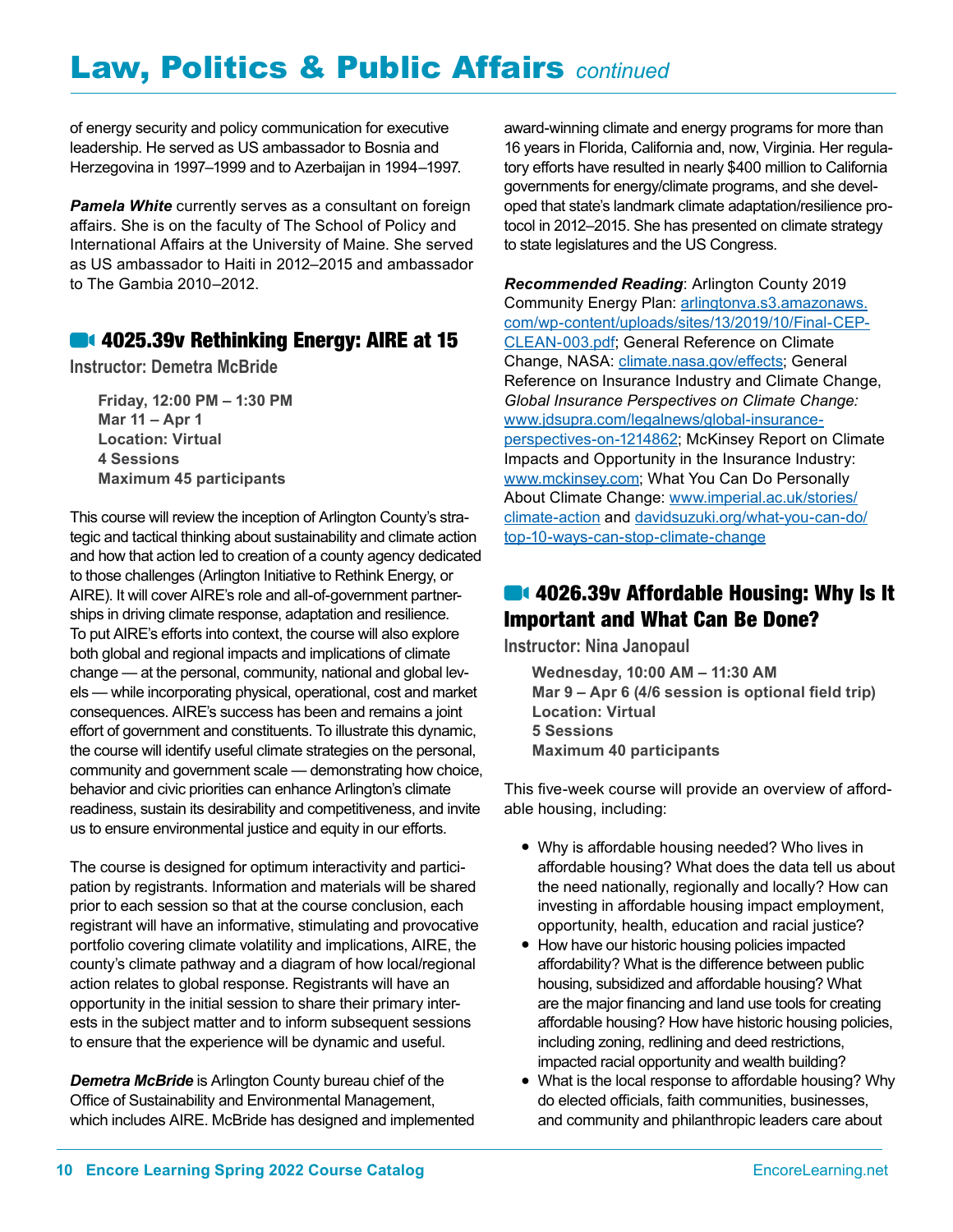# Law, Politics & Public Affairs *continued*

of energy security and policy communication for executive leadership. He served as US ambassador to Bosnia and Herzegovina in 1997–1999 and to Azerbaijan in 1994–1997.

***Pamela White*** currently serves as a consultant on foreign affairs. She is on the faculty of The School of Policy and International Affairs at the University of Maine. She served as US ambassador to Haiti in 2012–2015 and ambassador to The Gambia 2010–2012.

## 4025.39v Rethinking Energy: AIRE at 15

**Instructor: Demetra McBride**

**Friday, 12:00 PM – 1:30 PM**
**Mar 11 – Apr 1**
**Location: Virtual**
**4 Sessions**
**Maximum 45 participants**

This course will review the inception of Arlington County's strategic and tactical thinking about sustainability and climate action and how that action led to creation of a county agency dedicated to those challenges (Arlington Initiative to Rethink Energy, or AIRE). It will cover AIRE's role and all-of-government partnerships in driving climate response, adaptation and resilience. To put AIRE's efforts into context, the course will also explore both global and regional impacts and implications of climate change — at the personal, community, national and global levels — while incorporating physical, operational, cost and market consequences. AIRE's success has been and remains a joint effort of government and constituents. To illustrate this dynamic, the course will identify useful climate strategies on the personal, community and government scale — demonstrating how choice, behavior and civic priorities can enhance Arlington's climate readiness, sustain its desirability and competitiveness, and invite us to ensure environmental justice and equity in our efforts.

The course is designed for optimum interactivity and participation by registrants. Information and materials will be shared prior to each session so that at the course conclusion, each registrant will have an informative, stimulating and provocative portfolio covering climate volatility and implications, AIRE, the county's climate pathway and a diagram of how local/regional action relates to global response. Registrants will have an opportunity in the initial session to share their primary interests in the subject matter and to inform subsequent sessions to ensure that the experience will be dynamic and useful.

***Demetra McBride*** is Arlington County bureau chief of the Office of Sustainability and Environmental Management, which includes AIRE. McBride has designed and implemented award-winning climate and energy programs for more than 16 years in Florida, California and, now, Virginia. Her regulatory efforts have resulted in nearly $400 million to California governments for energy/climate programs, and she developed that state's landmark climate adaptation/resilience protocol in 2012–2015. She has presented on climate strategy to state legislatures and the US Congress.

***Recommended Reading***: Arlington County 2019 Community Energy Plan: arlingtonva.s3.amazonaws.com/wp-content/uploads/sites/13/2019/10/Final-CEP-CLEAN-003.pdf; General Reference on Climate Change, NASA: climate.nasa.gov/effects; General Reference on Insurance Industry and Climate Change, *Global Insurance Perspectives on Climate Change:* www.jdsupra.com/legalnews/global-insurance-perspectives-on-1214862; McKinsey Report on Climate Impacts and Opportunity in the Insurance Industry: www.mckinsey.com; What You Can Do Personally About Climate Change: www.imperial.ac.uk/stories/climate-action and davidsuzuki.org/what-you-can-do/top-10-ways-can-stop-climate-change

## 4026.39v Affordable Housing: Why Is It Important and What Can Be Done?

**Instructor: Nina Janopaul**

**Wednesday, 10:00 AM – 11:30 AM**
**Mar 9 – Apr 6 (4/6 session is optional field trip)**
**Location: Virtual**
**5 Sessions**
**Maximum 40 participants**

This five-week course will provide an overview of affordable housing, including:

- Why is affordable housing needed? Who lives in affordable housing? What does the data tell us about the need nationally, regionally and locally? How can investing in affordable housing impact employment, opportunity, health, education and racial justice?
- How have our historic housing policies impacted affordability? What is the difference between public housing, subsidized and affordable housing? What are the major financing and land use tools for creating affordable housing? How have historic housing policies, including zoning, redlining and deed restrictions, impacted racial opportunity and wealth building?
- What is the local response to affordable housing? Why do elected officials, faith communities, businesses, and community and philanthropic leaders care about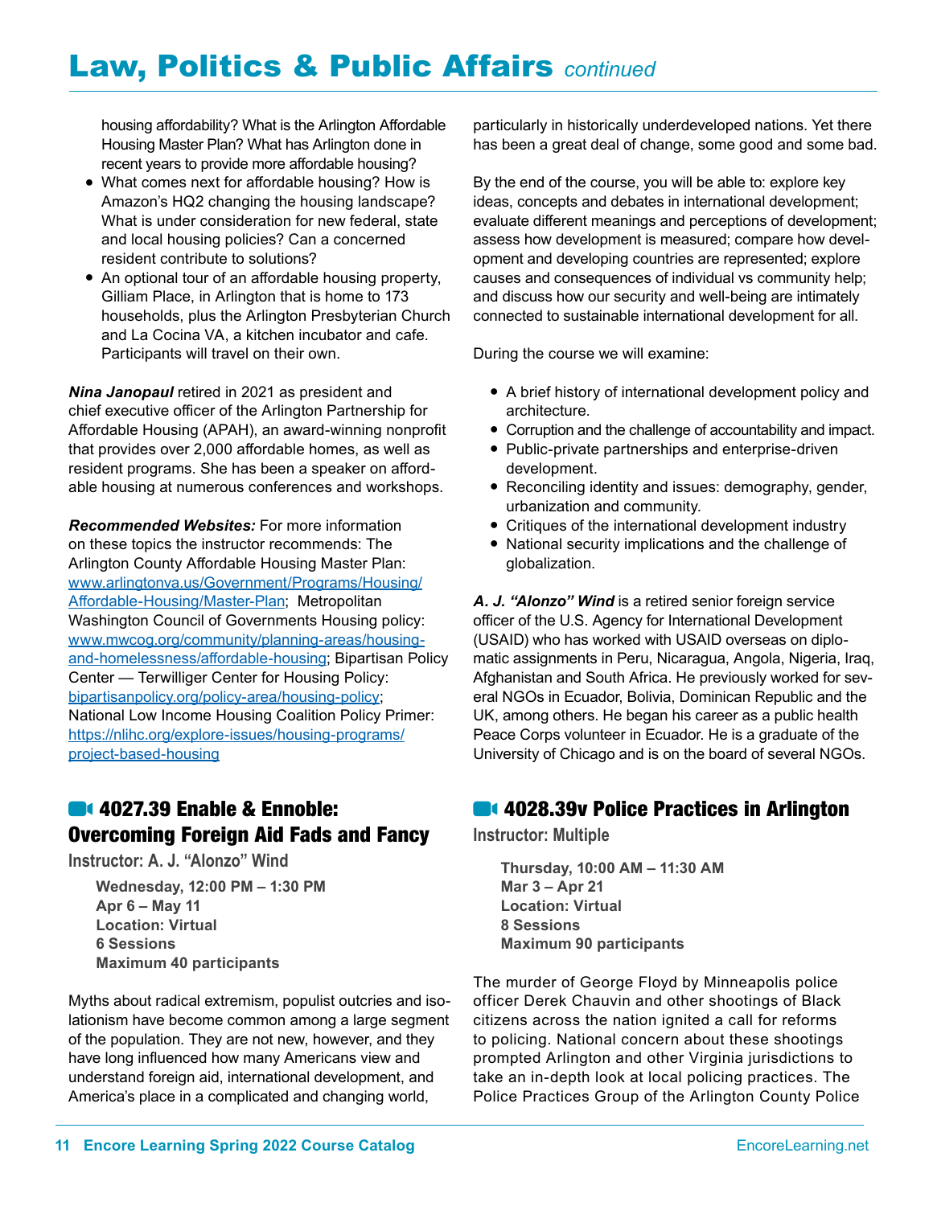# Law, Politics & Public Affairs *continued*

housing affordability? What is the Arlington Affordable Housing Master Plan? What has Arlington done in recent years to provide more affordable housing?

- What comes next for affordable housing? How is Amazon's HQ2 changing the housing landscape? What is under consideration for new federal, state and local housing policies? Can a concerned resident contribute to solutions?
- An optional tour of an affordable housing property, Gilliam Place, in Arlington that is home to 173 households, plus the Arlington Presbyterian Church and La Cocina VA, a kitchen incubator and cafe. Participants will travel on their own.

***Nina Janopaul*** retired in 2021 as president and chief executive officer of the Arlington Partnership for Affordable Housing (APAH), an award-winning nonprofit that provides over 2,000 affordable homes, as well as resident programs. She has been a speaker on affordable housing at numerous conferences and workshops.

***Recommended Websites:*** For more information on these topics the instructor recommends: The Arlington County Affordable Housing Master Plan: [www.arlingtonva.us/Government/Programs/Housing/Affordable-Housing/Master-Plan](www.arlingtonva.us/Government/Programs/Housing/Affordable-Housing/Master-Plan); Metropolitan Washington Council of Governments Housing policy: [www.mwcog.org/community/planning-areas/housing-and-homelessness/affordable-housing](www.mwcog.org/community/planning-areas/housing-and-homelessness/affordable-housing); Bipartisan Policy Center — Terwilliger Center for Housing Policy: [bipartisanpolicy.org/policy-area/housing-policy](bipartisanpolicy.org/policy-area/housing-policy); National Low Income Housing Coalition Policy Primer: [https://nlihc.org/explore-issues/housing-programs/project-based-housing](https://nlihc.org/explore-issues/housing-programs/project-based-housing)

## 4027.39 Enable & Ennoble: Overcoming Foreign Aid Fads and Fancy

**Instructor: A. J. "Alonzo" Wind**

**Wednesday, 12:00 PM – 1:30 PM**
**Apr 6 – May 11**
**Location: Virtual**
**6 Sessions**
**Maximum 40 participants**

Myths about radical extremism, populist outcries and isolationism have become common among a large segment of the population. They are not new, however, and they have long influenced how many Americans view and understand foreign aid, international development, and America's place in a complicated and changing world, particularly in historically underdeveloped nations. Yet there has been a great deal of change, some good and some bad.

By the end of the course, you will be able to: explore key ideas, concepts and debates in international development; evaluate different meanings and perceptions of development; assess how development is measured; compare how development and developing countries are represented; explore causes and consequences of individual vs community help; and discuss how our security and well-being are intimately connected to sustainable international development for all.

During the course we will examine:

- A brief history of international development policy and architecture.
- Corruption and the challenge of accountability and impact.
- Public-private partnerships and enterprise-driven development.
- Reconciling identity and issues: demography, gender, urbanization and community.
- Critiques of the international development industry
- National security implications and the challenge of globalization.

***A. J. "Alonzo" Wind*** is a retired senior foreign service officer of the U.S. Agency for International Development (USAID) who has worked with USAID overseas on diplomatic assignments in Peru, Nicaragua, Angola, Nigeria, Iraq, Afghanistan and South Africa. He previously worked for several NGOs in Ecuador, Bolivia, Dominican Republic and the UK, among others. He began his career as a public health Peace Corps volunteer in Ecuador. He is a graduate of the University of Chicago and is on the board of several NGOs.

## 4028.39v Police Practices in Arlington

**Instructor: Multiple**

**Thursday, 10:00 AM – 11:30 AM**
**Mar 3 – Apr 21**
**Location: Virtual**
**8 Sessions**
**Maximum 90 participants**

The murder of George Floyd by Minneapolis police officer Derek Chauvin and other shootings of Black citizens across the nation ignited a call for reforms to policing. National concern about these shootings prompted Arlington and other Virginia jurisdictions to take an in-depth look at local policing practices. The Police Practices Group of the Arlington County Police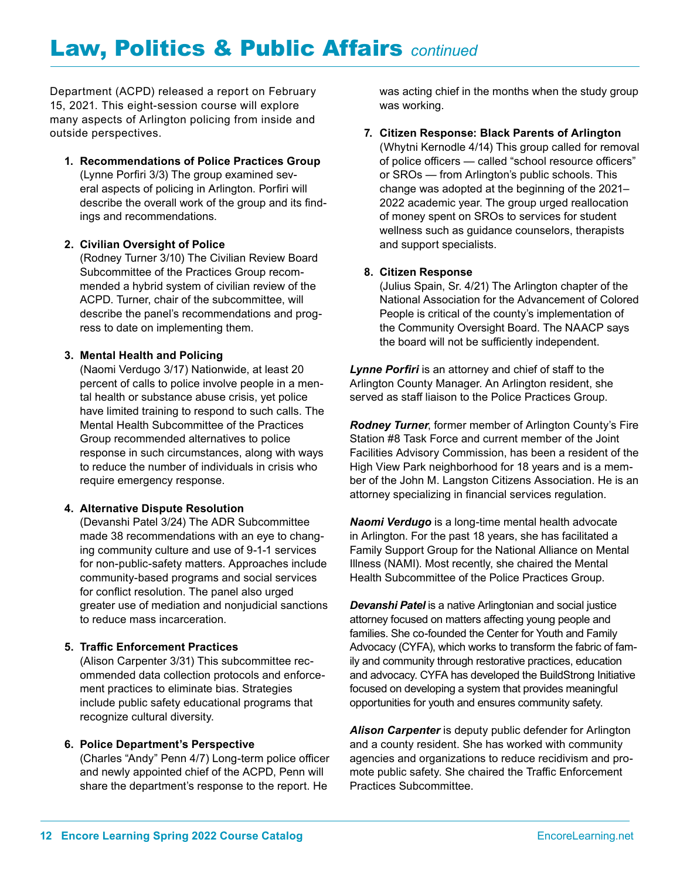# Law, Politics & Public Affairs *continued*

Department (ACPD) released a report on February 15, 2021. This eight-session course will explore many aspects of Arlington policing from inside and outside perspectives.

1. **Recommendations of Police Practices Group** (Lynne Porfiri 3/3) The group examined several aspects of policing in Arlington. Porfiri will describe the overall work of the group and its findings and recommendations.

2. **Civilian Oversight of Police** (Rodney Turner 3/10) The Civilian Review Board Subcommittee of the Practices Group recommended a hybrid system of civilian review of the ACPD. Turner, chair of the subcommittee, will describe the panel's recommendations and progress to date on implementing them.

3. **Mental Health and Policing** (Naomi Verdugo 3/17) Nationwide, at least 20 percent of calls to police involve people in a mental health or substance abuse crisis, yet police have limited training to respond to such calls. The Mental Health Subcommittee of the Practices Group recommended alternatives to police response in such circumstances, along with ways to reduce the number of individuals in crisis who require emergency response.

4. **Alternative Dispute Resolution** (Devanshi Patel 3/24) The ADR Subcommittee made 38 recommendations with an eye to changing community culture and use of 9-1-1 services for non-public-safety matters. Approaches include community-based programs and social services for conflict resolution. The panel also urged greater use of mediation and nonjudicial sanctions to reduce mass incarceration.

5. **Traffic Enforcement Practices** (Alison Carpenter 3/31) This subcommittee recommended data collection protocols and enforcement practices to eliminate bias. Strategies include public safety educational programs that recognize cultural diversity.

6. **Police Department's Perspective** (Charles "Andy" Penn 4/7) Long-term police officer and newly appointed chief of the ACPD, Penn will share the department's response to the report. He was acting chief in the months when the study group was working.

7. **Citizen Response: Black Parents of Arlington** (Whytni Kernodle 4/14) This group called for removal of police officers — called "school resource officers" or SROs — from Arlington's public schools. This change was adopted at the beginning of the 2021–2022 academic year. The group urged reallocation of money spent on SROs to services for student wellness such as guidance counselors, therapists and support specialists.

8. **Citizen Response** (Julius Spain, Sr. 4/21) The Arlington chapter of the National Association for the Advancement of Colored People is critical of the county's implementation of the Community Oversight Board. The NAACP says the board will not be sufficiently independent.

***Lynne Porfiri*** is an attorney and chief of staff to the Arlington County Manager. An Arlington resident, she served as staff liaison to the Police Practices Group.

***Rodney Turner***, former member of Arlington County's Fire Station #8 Task Force and current member of the Joint Facilities Advisory Commission, has been a resident of the High View Park neighborhood for 18 years and is a member of the John M. Langston Citizens Association. He is an attorney specializing in financial services regulation.

***Naomi Verdugo*** is a long-time mental health advocate in Arlington. For the past 18 years, she has facilitated a Family Support Group for the National Alliance on Mental Illness (NAMI). Most recently, she chaired the Mental Health Subcommittee of the Police Practices Group.

***Devanshi Patel*** is a native Arlingtonian and social justice attorney focused on matters affecting young people and families. She co-founded the Center for Youth and Family Advocacy (CYFA), which works to transform the fabric of family and community through restorative practices, education and advocacy. CYFA has developed the BuildStrong Initiative focused on developing a system that provides meaningful opportunities for youth and ensures community safety.

***Alison Carpenter*** is deputy public defender for Arlington and a county resident. She has worked with community agencies and organizations to reduce recidivism and promote public safety. She chaired the Traffic Enforcement Practices Subcommittee.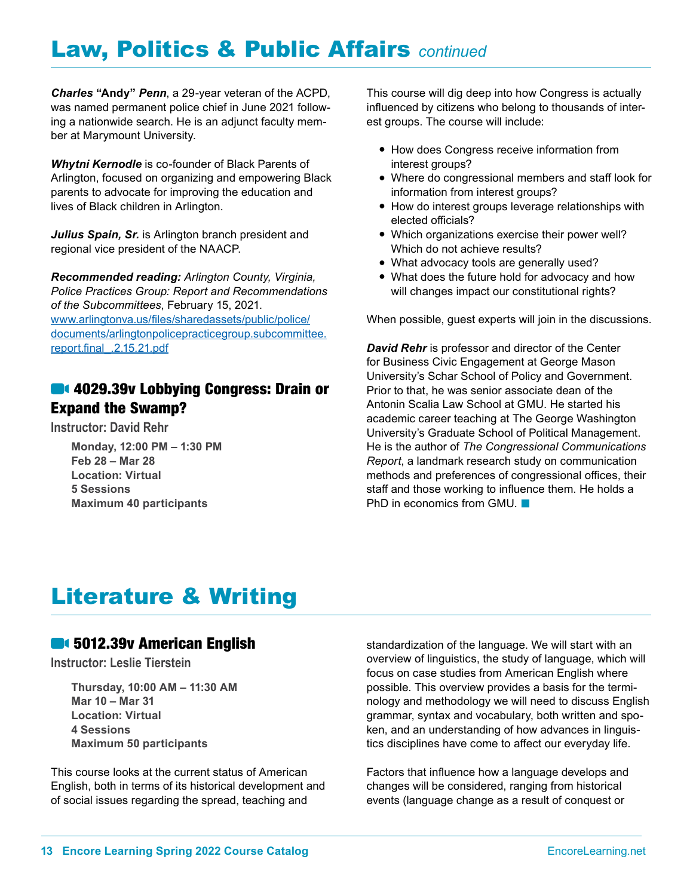# Law, Politics & Public Affairs *continued*

***Charles* "Andy" *Penn***, a 29-year veteran of the ACPD, was named permanent police chief in June 2021 following a nationwide search. He is an adjunct faculty member at Marymount University.

***Whytni Kernodle*** is co-founder of Black Parents of Arlington, focused on organizing and empowering Black parents to advocate for improving the education and lives of Black children in Arlington.

***Julius Spain, Sr.*** is Arlington branch president and regional vice president of the NAACP.

***Recommended reading:*** *Arlington County, Virginia, Police Practices Group: Report and Recommendations of the Subcommittees*, February 15, 2021. www.arlingtonva.us/files/sharedassets/public/police/documents/arlingtonpolicepracticegroup.subcommittee.report.final_.2.15.21.pdf

## 4029.39v Lobbying Congress: Drain or Expand the Swamp?

**Instructor: David Rehr**

**Monday, 12:00 PM – 1:30 PM**
**Feb 28 – Mar 28**
**Location: Virtual**
**5 Sessions**
**Maximum 40 participants**

This course will dig deep into how Congress is actually influenced by citizens who belong to thousands of interest groups. The course will include:

- How does Congress receive information from interest groups?
- Where do congressional members and staff look for information from interest groups?
- How do interest groups leverage relationships with elected officials?
- Which organizations exercise their power well? Which do not achieve results?
- What advocacy tools are generally used?
- What does the future hold for advocacy and how will changes impact our constitutional rights?

When possible, guest experts will join in the discussions.

***David Rehr*** is professor and director of the Center for Business Civic Engagement at George Mason University's Schar School of Policy and Government. Prior to that, he was senior associate dean of the Antonin Scalia Law School at GMU. He started his academic career teaching at The George Washington University's Graduate School of Political Management. He is the author of *The Congressional Communications Report*, a landmark research study on communication methods and preferences of congressional offices, their staff and those working to influence them. He holds a PhD in economics from GMU.

# Literature & Writing

## 5012.39v American English

**Instructor: Leslie Tierstein**

**Thursday, 10:00 AM – 11:30 AM**
**Mar 10 – Mar 31**
**Location: Virtual**
**4 Sessions**
**Maximum 50 participants**

This course looks at the current status of American English, both in terms of its historical development and of social issues regarding the spread, teaching and standardization of the language. We will start with an overview of linguistics, the study of language, which will focus on case studies from American English where possible. This overview provides a basis for the terminology and methodology we will need to discuss English grammar, syntax and vocabulary, both written and spoken, and an understanding of how advances in linguistics disciplines have come to affect our everyday life.

Factors that influence how a language develops and changes will be considered, ranging from historical events (language change as a result of conquest or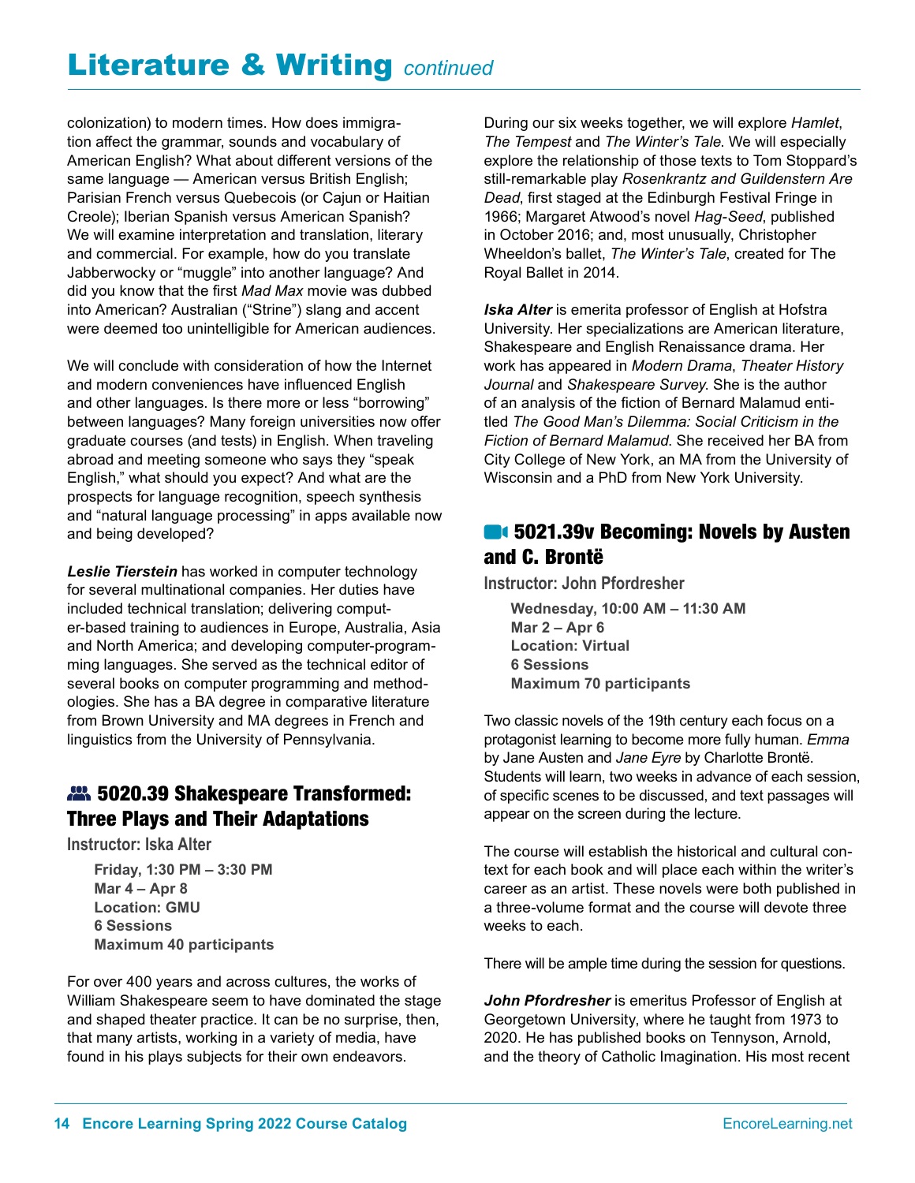colonization) to modern times. How does immigration affect the grammar, sounds and vocabulary of American English? What about different versions of the same language — American versus British English; Parisian French versus Quebecois (or Cajun or Haitian Creole); Iberian Spanish versus American Spanish? We will examine interpretation and translation, literary and commercial. For example, how do you translate Jabberwocky or "muggle" into another language? And did you know that the first *Mad Max* movie was dubbed into American? Australian ("Strine") slang and accent were deemed too unintelligible for American audiences.

We will conclude with consideration of how the Internet and modern conveniences have influenced English and other languages. Is there more or less "borrowing" between languages? Many foreign universities now offer graduate courses (and tests) in English. When traveling abroad and meeting someone who says they "speak English," what should you expect? And what are the prospects for language recognition, speech synthesis and "natural language processing" in apps available now and being developed?

***Leslie Tierstein*** has worked in computer technology for several multinational companies. Her duties have included technical translation; delivering computer-based training to audiences in Europe, Australia, Asia and North America; and developing computer-programming languages. She served as the technical editor of several books on computer programming and methodologies. She has a BA degree in comparative literature from Brown University and MA degrees in French and linguistics from the University of Pennsylvania.

## 5020.39 Shakespeare Transformed: Three Plays and Their Adaptations

**Instructor: Iska Alter**

**Friday, 1:30 PM – 3:30 PM**
**Mar 4 – Apr 8**
**Location: GMU**
**6 Sessions**
**Maximum 40 participants**

For over 400 years and across cultures, the works of William Shakespeare seem to have dominated the stage and shaped theater practice. It can be no surprise, then, that many artists, working in a variety of media, have found in his plays subjects for their own endeavors.

During our six weeks together, we will explore *Hamlet*, *The Tempest* and *The Winter's Tale*. We will especially explore the relationship of those texts to Tom Stoppard's still-remarkable play *Rosenkrantz and Guildenstern Are Dead*, first staged at the Edinburgh Festival Fringe in 1966; Margaret Atwood's novel *Hag-Seed*, published in October 2016; and, most unusually, Christopher Wheeldon's ballet, *The Winter's Tale*, created for The Royal Ballet in 2014.

***Iska Alter*** is emerita professor of English at Hofstra University. Her specializations are American literature, Shakespeare and English Renaissance drama. Her work has appeared in *Modern Drama*, *Theater History Journal* and *Shakespeare Survey*. She is the author of an analysis of the fiction of Bernard Malamud entitled *The Good Man's Dilemma: Social Criticism in the Fiction of Bernard Malamud*. She received her BA from City College of New York, an MA from the University of Wisconsin and a PhD from New York University.

## 5021.39v Becoming: Novels by Austen and C. Brontë

**Instructor: John Pfordresher**

**Wednesday, 10:00 AM – 11:30 AM**
**Mar 2 – Apr 6**
**Location: Virtual**
**6 Sessions**
**Maximum 70 participants**

Two classic novels of the 19th century each focus on a protagonist learning to become more fully human. *Emma* by Jane Austen and *Jane Eyre* by Charlotte Brontë. Students will learn, two weeks in advance of each session, of specific scenes to be discussed, and text passages will appear on the screen during the lecture.

The course will establish the historical and cultural context for each book and will place each within the writer's career as an artist. These novels were both published in a three-volume format and the course will devote three weeks to each.

There will be ample time during the session for questions.

***John Pfordresher*** is emeritus Professor of English at Georgetown University, where he taught from 1973 to 2020. He has published books on Tennyson, Arnold, and the theory of Catholic Imagination. His most recent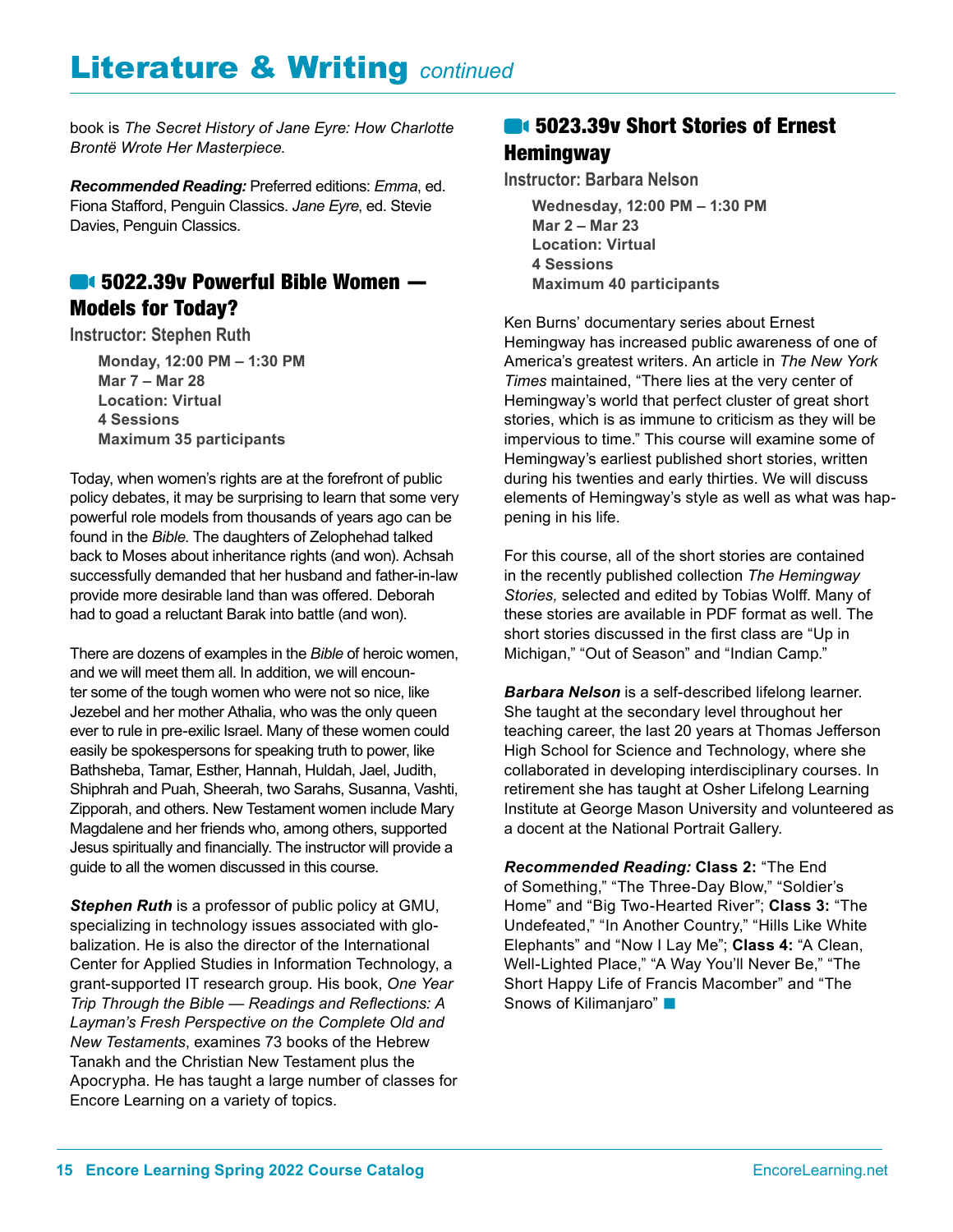# Literature & Writing *continued*

book is *The Secret History of Jane Eyre: How Charlotte Brontë Wrote Her Masterpiece*.

***Recommended Reading:*** Preferred editions: *Emma*, ed. Fiona Stafford, Penguin Classics. *Jane Eyre*, ed. Stevie Davies, Penguin Classics.

## 5022.39v Powerful Bible Women — Models for Today?

**Instructor: Stephen Ruth**

**Monday, 12:00 PM – 1:30 PM**
**Mar 7 – Mar 28**
**Location: Virtual**
**4 Sessions**
**Maximum 35 participants**

Today, when women's rights are at the forefront of public policy debates, it may be surprising to learn that some very powerful role models from thousands of years ago can be found in the *Bible*. The daughters of Zelophehad talked back to Moses about inheritance rights (and won). Achsah successfully demanded that her husband and father-in-law provide more desirable land than was offered. Deborah had to goad a reluctant Barak into battle (and won).

There are dozens of examples in the *Bible* of heroic women, and we will meet them all. In addition, we will encounter some of the tough women who were not so nice, like Jezebel and her mother Athalia, who was the only queen ever to rule in pre-exilic Israel. Many of these women could easily be spokespersons for speaking truth to power, like Bathsheba, Tamar, Esther, Hannah, Huldah, Jael, Judith, Shiphrah and Puah, Sheerah, two Sarahs, Susanna, Vashti, Zipporah, and others. New Testament women include Mary Magdalene and her friends who, among others, supported Jesus spiritually and financially. The instructor will provide a guide to all the women discussed in this course.

***Stephen Ruth*** is a professor of public policy at GMU, specializing in technology issues associated with globalization. He is also the director of the International Center for Applied Studies in Information Technology, a grant-supported IT research group. His book, *One Year Trip Through the Bible — Readings and Reflections: A Layman's Fresh Perspective on the Complete Old and New Testaments*, examines 73 books of the Hebrew Tanakh and the Christian New Testament plus the Apocrypha. He has taught a large number of classes for Encore Learning on a variety of topics.

## 5023.39v Short Stories of Ernest Hemingway

**Instructor: Barbara Nelson**

**Wednesday, 12:00 PM – 1:30 PM**
**Mar 2 – Mar 23**
**Location: Virtual**
**4 Sessions**
**Maximum 40 participants**

Ken Burns' documentary series about Ernest Hemingway has increased public awareness of one of America's greatest writers. An article in *The New York Times* maintained, "There lies at the very center of Hemingway's world that perfect cluster of great short stories, which is as immune to criticism as they will be impervious to time." This course will examine some of Hemingway's earliest published short stories, written during his twenties and early thirties. We will discuss elements of Hemingway's style as well as what was happening in his life.

For this course, all of the short stories are contained in the recently published collection *The Hemingway Stories,* selected and edited by Tobias Wolff. Many of these stories are available in PDF format as well. The short stories discussed in the first class are "Up in Michigan," "Out of Season" and "Indian Camp."

***Barbara Nelson*** is a self-described lifelong learner. She taught at the secondary level throughout her teaching career, the last 20 years at Thomas Jefferson High School for Science and Technology, where she collaborated in developing interdisciplinary courses. In retirement she has taught at Osher Lifelong Learning Institute at George Mason University and volunteered as a docent at the National Portrait Gallery.

***Recommended Reading:*** **Class 2:** "The End of Something," "The Three-Day Blow," "Soldier's Home" and "Big Two-Hearted River"; **Class 3:** "The Undefeated," "In Another Country," "Hills Like White Elephants" and "Now I Lay Me"; **Class 4:** "A Clean, Well-Lighted Place," "A Way You'll Never Be," "The Short Happy Life of Francis Macomber" and "The Snows of Kilimanjaro"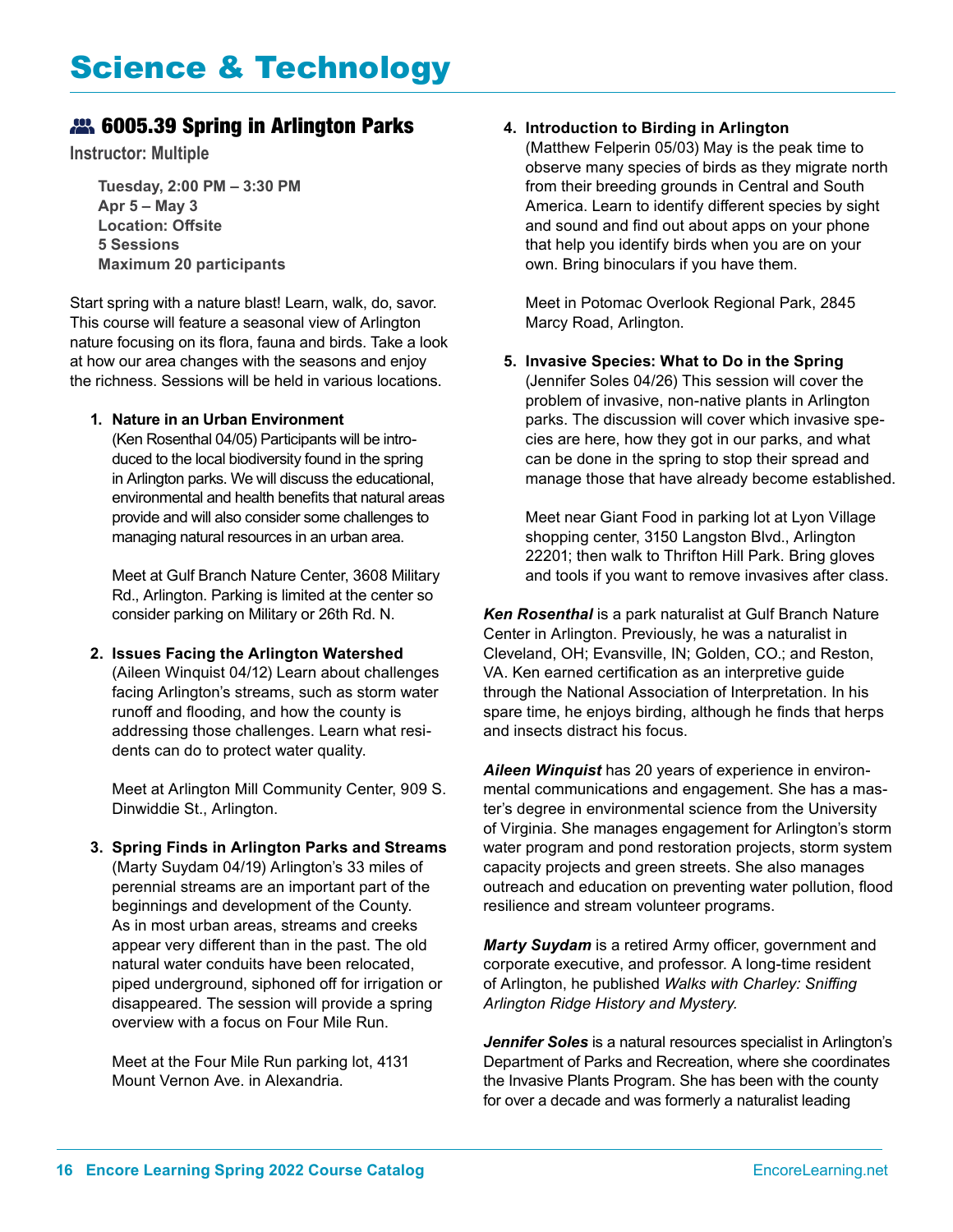# Science & Technology

## 6005.39 Spring in Arlington Parks

**Instructor: Multiple**

**Tuesday, 2:00 PM – 3:30 PM**
**Apr 5 – May 3**
**Location: Offsite**
**5 Sessions**
**Maximum 20 participants**

Start spring with a nature blast! Learn, walk, do, savor. This course will feature a seasonal view of Arlington nature focusing on its flora, fauna and birds. Take a look at how our area changes with the seasons and enjoy the richness. Sessions will be held in various locations.

1. **Nature in an Urban Environment**
   (Ken Rosenthal 04/05) Participants will be introduced to the local biodiversity found in the spring in Arlington parks. We will discuss the educational, environmental and health benefits that natural areas provide and will also consider some challenges to managing natural resources in an urban area.

   Meet at Gulf Branch Nature Center, 3608 Military Rd., Arlington. Parking is limited at the center so consider parking on Military or 26th Rd. N.

2. **Issues Facing the Arlington Watershed**
   (Aileen Winquist 04/12) Learn about challenges facing Arlington's streams, such as storm water runoff and flooding, and how the county is addressing those challenges. Learn what residents can do to protect water quality.

   Meet at Arlington Mill Community Center, 909 S. Dinwiddie St., Arlington.

3. **Spring Finds in Arlington Parks and Streams**
   (Marty Suydam 04/19) Arlington's 33 miles of perennial streams are an important part of the beginnings and development of the County. As in most urban areas, streams and creeks appear very different than in the past. The old natural water conduits have been relocated, piped underground, siphoned off for irrigation or disappeared. The session will provide a spring overview with a focus on Four Mile Run.

   Meet at the Four Mile Run parking lot, 4131 Mount Vernon Ave. in Alexandria.

4. **Introduction to Birding in Arlington**
   (Matthew Felperin 05/03) May is the peak time to observe many species of birds as they migrate north from their breeding grounds in Central and South America. Learn to identify different species by sight and sound and find out about apps on your phone that help you identify birds when you are on your own. Bring binoculars if you have them.

   Meet in Potomac Overlook Regional Park, 2845 Marcy Road, Arlington.

5. **Invasive Species: What to Do in the Spring**
   (Jennifer Soles 04/26) This session will cover the problem of invasive, non-native plants in Arlington parks. The discussion will cover which invasive species are here, how they got in our parks, and what can be done in the spring to stop their spread and manage those that have already become established.

   Meet near Giant Food in parking lot at Lyon Village shopping center, 3150 Langston Blvd., Arlington 22201; then walk to Thrifton Hill Park. Bring gloves and tools if you want to remove invasives after class.

***Ken Rosenthal*** is a park naturalist at Gulf Branch Nature Center in Arlington. Previously, he was a naturalist in Cleveland, OH; Evansville, IN; Golden, CO.; and Reston, VA. Ken earned certification as an interpretive guide through the National Association of Interpretation. In his spare time, he enjoys birding, although he finds that herps and insects distract his focus.

***Aileen Winquist*** has 20 years of experience in environmental communications and engagement. She has a master's degree in environmental science from the University of Virginia. She manages engagement for Arlington's storm water program and pond restoration projects, storm system capacity projects and green streets. She also manages outreach and education on preventing water pollution, flood resilience and stream volunteer programs.

***Marty Suydam*** is a retired Army officer, government and corporate executive, and professor. A long-time resident of Arlington, he published *Walks with Charley: Sniffing Arlington Ridge History and Mystery.*

***Jennifer Soles*** is a natural resources specialist in Arlington's Department of Parks and Recreation, where she coordinates the Invasive Plants Program. She has been with the county for over a decade and was formerly a naturalist leading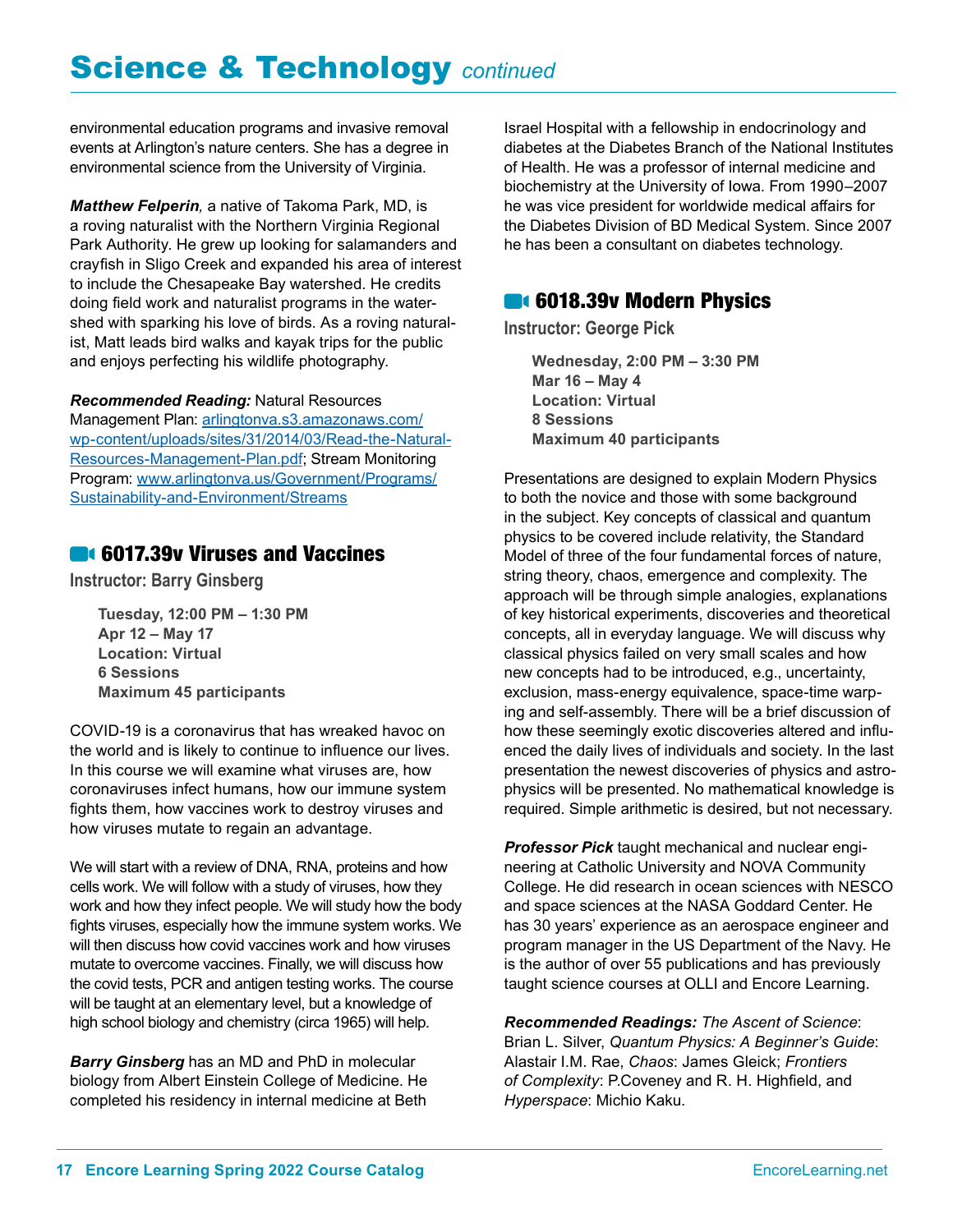# Science & Technology *continued*

environmental education programs and invasive removal events at Arlington's nature centers. She has a degree in environmental science from the University of Virginia.

***Matthew Felperin**,* a native of Takoma Park, MD, is a roving naturalist with the Northern Virginia Regional Park Authority. He grew up looking for salamanders and crayfish in Sligo Creek and expanded his area of interest to include the Chesapeake Bay watershed. He credits doing field work and naturalist programs in the watershed with sparking his love of birds. As a roving naturalist, Matt leads bird walks and kayak trips for the public and enjoys perfecting his wildlife photography.

***Recommended Reading:*** Natural Resources Management Plan: arlingtonva.s3.amazonaws.com/wp-content/uploads/sites/31/2014/03/Read-the-Natural-Resources-Management-Plan.pdf; Stream Monitoring Program: www.arlingtonva.us/Government/Programs/Sustainability-and-Environment/Streams

## 6017.39v Viruses and Vaccines

**Instructor: Barry Ginsberg**

**Tuesday, 12:00 PM – 1:30 PM**
**Apr 12 – May 17**
**Location: Virtual**
**6 Sessions**
**Maximum 45 participants**

COVID-19 is a coronavirus that has wreaked havoc on the world and is likely to continue to influence our lives. In this course we will examine what viruses are, how coronaviruses infect humans, how our immune system fights them, how vaccines work to destroy viruses and how viruses mutate to regain an advantage.

We will start with a review of DNA, RNA, proteins and how cells work. We will follow with a study of viruses, how they work and how they infect people. We will study how the body fights viruses, especially how the immune system works. We will then discuss how covid vaccines work and how viruses mutate to overcome vaccines. Finally, we will discuss how the covid tests, PCR and antigen testing works. The course will be taught at an elementary level, but a knowledge of high school biology and chemistry (circa 1965) will help.

***Barry Ginsberg*** has an MD and PhD in molecular biology from Albert Einstein College of Medicine. He completed his residency in internal medicine at Beth Israel Hospital with a fellowship in endocrinology and diabetes at the Diabetes Branch of the National Institutes of Health. He was a professor of internal medicine and biochemistry at the University of Iowa. From 1990–2007 he was vice president for worldwide medical affairs for the Diabetes Division of BD Medical System. Since 2007 he has been a consultant on diabetes technology.

## 6018.39v Modern Physics

**Instructor: George Pick**

**Wednesday, 2:00 PM – 3:30 PM**
**Mar 16 – May 4**
**Location: Virtual**
**8 Sessions**
**Maximum 40 participants**

Presentations are designed to explain Modern Physics to both the novice and those with some background in the subject. Key concepts of classical and quantum physics to be covered include relativity, the Standard Model of three of the four fundamental forces of nature, string theory, chaos, emergence and complexity. The approach will be through simple analogies, explanations of key historical experiments, discoveries and theoretical concepts, all in everyday language. We will discuss why classical physics failed on very small scales and how new concepts had to be introduced, e.g., uncertainty, exclusion, mass-energy equivalence, space-time warping and self-assembly. There will be a brief discussion of how these seemingly exotic discoveries altered and influenced the daily lives of individuals and society. In the last presentation the newest discoveries of physics and astrophysics will be presented. No mathematical knowledge is required. Simple arithmetic is desired, but not necessary.

***Professor Pick*** taught mechanical and nuclear engineering at Catholic University and NOVA Community College. He did research in ocean sciences with NESCO and space sciences at the NASA Goddard Center. He has 30 years' experience as an aerospace engineer and program manager in the US Department of the Navy. He is the author of over 55 publications and has previously taught science courses at OLLI and Encore Learning.

***Recommended Readings:*** *The Ascent of Science*: Brian L. Silver, *Quantum Physics: A Beginner's Guide*: Alastair I.M. Rae, *Chaos*: James Gleick; *Frontiers of Complexity*: P.Coveney and R. H. Highfield, and *Hyperspace*: Michio Kaku.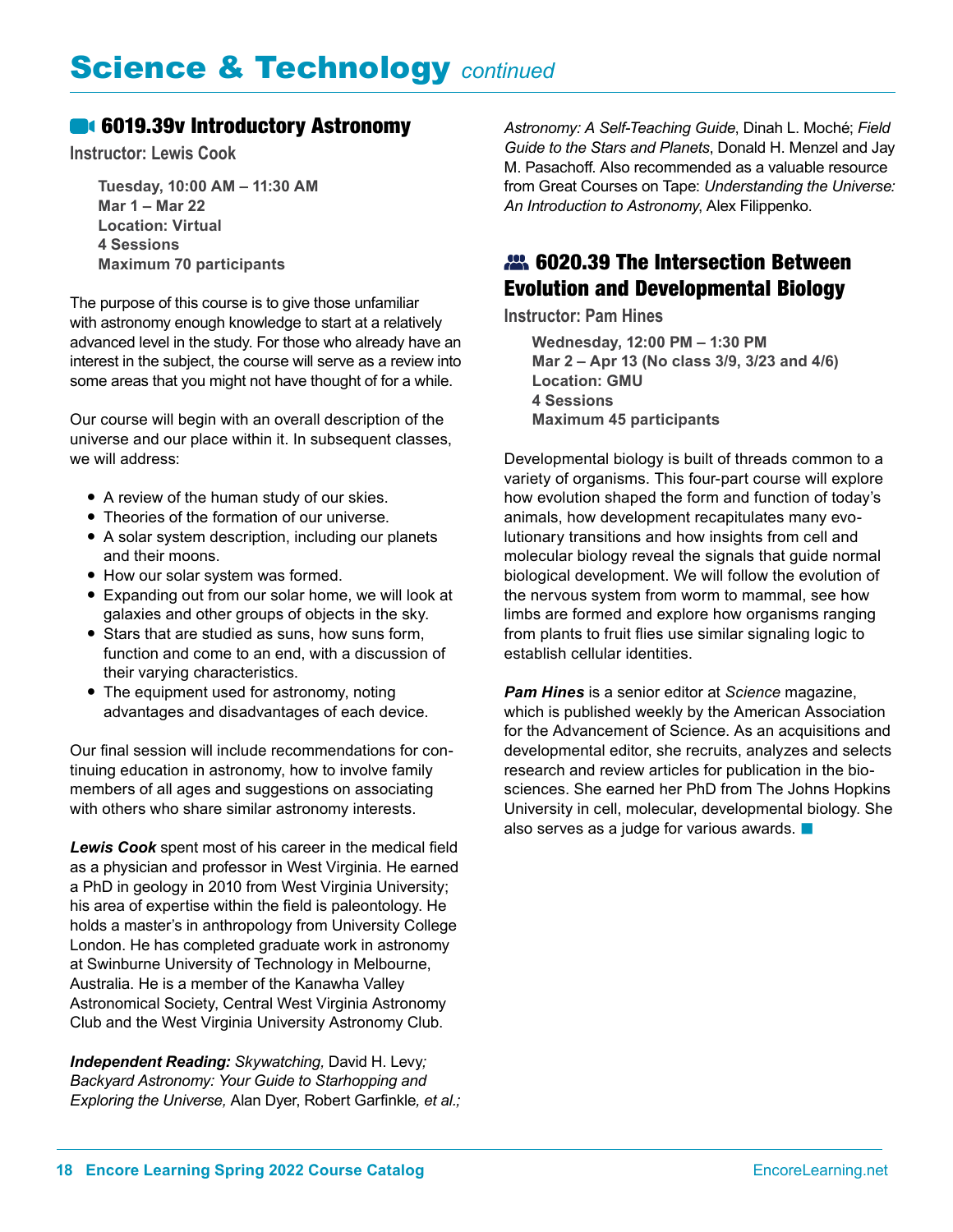# Science & Technology *continued*

## 6019.39v Introductory Astronomy

**Instructor: Lewis Cook**

**Tuesday, 10:00 AM – 11:30 AM**
**Mar 1 – Mar 22**
**Location: Virtual**
**4 Sessions**
**Maximum 70 participants**

The purpose of this course is to give those unfamiliar with astronomy enough knowledge to start at a relatively advanced level in the study. For those who already have an interest in the subject, the course will serve as a review into some areas that you might not have thought of for a while.

Our course will begin with an overall description of the universe and our place within it. In subsequent classes, we will address:

- A review of the human study of our skies.
- Theories of the formation of our universe.
- A solar system description, including our planets and their moons.
- How our solar system was formed.
- Expanding out from our solar home, we will look at galaxies and other groups of objects in the sky.
- Stars that are studied as suns, how suns form, function and come to an end, with a discussion of their varying characteristics.
- The equipment used for astronomy, noting advantages and disadvantages of each device.

Our final session will include recommendations for continuing education in astronomy, how to involve family members of all ages and suggestions on associating with others who share similar astronomy interests.

***Lewis Cook*** spent most of his career in the medical field as a physician and professor in West Virginia. He earned a PhD in geology in 2010 from West Virginia University; his area of expertise within the field is paleontology. He holds a master's in anthropology from University College London. He has completed graduate work in astronomy at Swinburne University of Technology in Melbourne, Australia. He is a member of the Kanawha Valley Astronomical Society, Central West Virginia Astronomy Club and the West Virginia University Astronomy Club.

***Independent Reading:*** *Skywatching,* David H. Levy*;* *Backyard Astronomy: Your Guide to Starhopping and Exploring the Universe,* Alan Dyer, Robert Garfinkle*, et al.;* *Astronomy: A Self-Teaching Guide*, Dinah L. Moché; *Field Guide to the Stars and Planets*, Donald H. Menzel and Jay M. Pasachoff. Also recommended as a valuable resource from Great Courses on Tape: *Understanding the Universe: An Introduction to Astronomy*, Alex Filippenko.

## 6020.39 The Intersection Between Evolution and Developmental Biology

**Instructor: Pam Hines**

**Wednesday, 12:00 PM – 1:30 PM**
**Mar 2 – Apr 13 (No class 3/9, 3/23 and 4/6)**
**Location: GMU**
**4 Sessions**
**Maximum 45 participants**

Developmental biology is built of threads common to a variety of organisms. This four-part course will explore how evolution shaped the form and function of today's animals, how development recapitulates many evolutionary transitions and how insights from cell and molecular biology reveal the signals that guide normal biological development. We will follow the evolution of the nervous system from worm to mammal, see how limbs are formed and explore how organisms ranging from plants to fruit flies use similar signaling logic to establish cellular identities.

***Pam Hines*** is a senior editor at *Science* magazine, which is published weekly by the American Association for the Advancement of Science. As an acquisitions and developmental editor, she recruits, analyzes and selects research and review articles for publication in the biosciences. She earned her PhD from The Johns Hopkins University in cell, molecular, developmental biology. She also serves as a judge for various awards. ■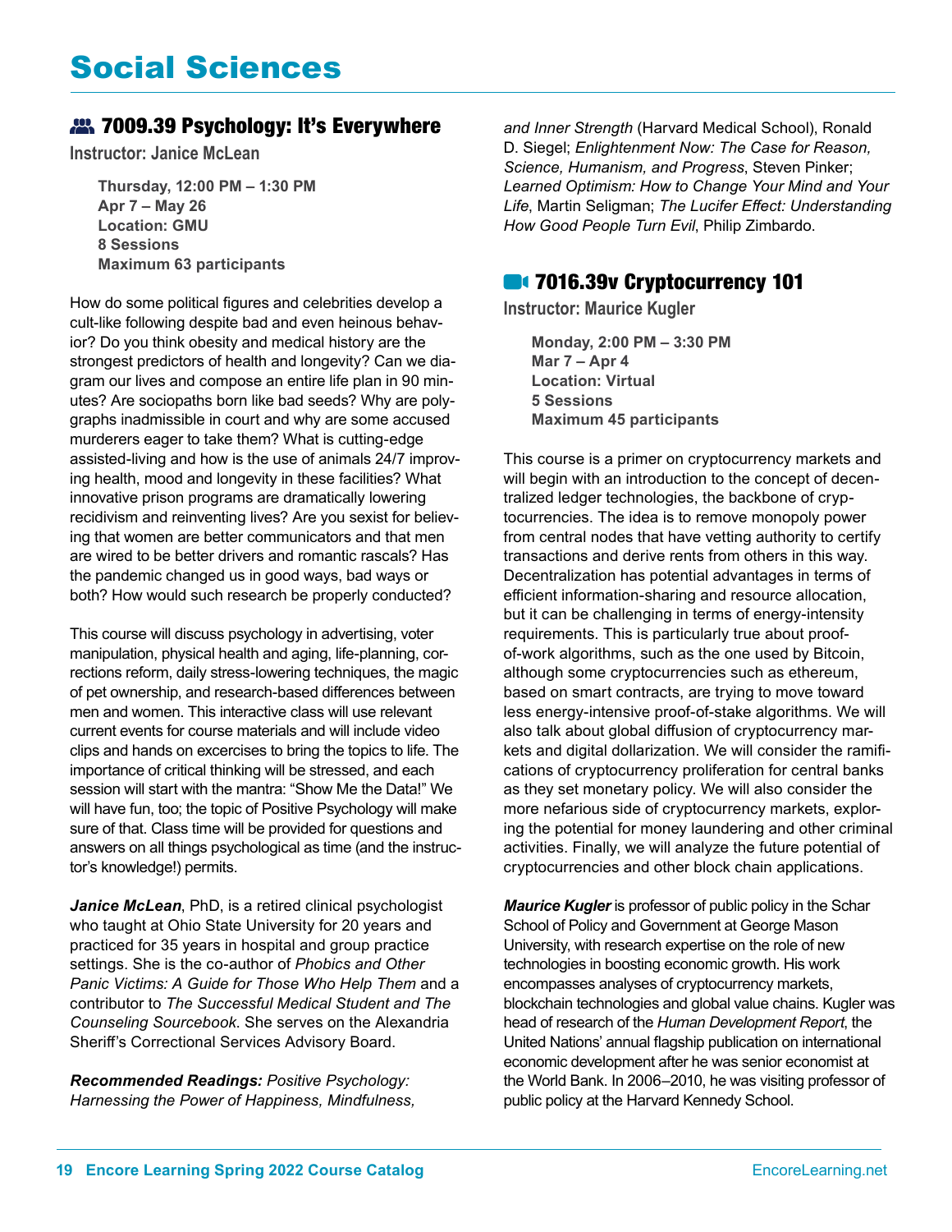# Social Sciences

## 7009.39 Psychology: It's Everywhere

**Instructor: Janice McLean**

**Thursday, 12:00 PM – 1:30 PM**
**Apr 7 – May 26**
**Location: GMU**
**8 Sessions**
**Maximum 63 participants**

How do some political figures and celebrities develop a cult-like following despite bad and even heinous behavior? Do you think obesity and medical history are the strongest predictors of health and longevity? Can we diagram our lives and compose an entire life plan in 90 minutes? Are sociopaths born like bad seeds? Why are polygraphs inadmissible in court and why are some accused murderers eager to take them? What is cutting-edge assisted-living and how is the use of animals 24/7 improving health, mood and longevity in these facilities? What innovative prison programs are dramatically lowering recidivism and reinventing lives? Are you sexist for believing that women are better communicators and that men are wired to be better drivers and romantic rascals? Has the pandemic changed us in good ways, bad ways or both? How would such research be properly conducted?

This course will discuss psychology in advertising, voter manipulation, physical health and aging, life-planning, corrections reform, daily stress-lowering techniques, the magic of pet ownership, and research-based differences between men and women. This interactive class will use relevant current events for course materials and will include video clips and hands on excercises to bring the topics to life. The importance of critical thinking will be stressed, and each session will start with the mantra: "Show Me the Data!" We will have fun, too; the topic of Positive Psychology will make sure of that. Class time will be provided for questions and answers on all things psychological as time (and the instructor's knowledge!) permits.

***Janice McLean***, PhD, is a retired clinical psychologist who taught at Ohio State University for 20 years and practiced for 35 years in hospital and group practice settings. She is the co-author of *Phobics and Other Panic Victims: A Guide for Those Who Help Them* and a contributor to *The Successful Medical Student and The Counseling Sourcebook*. She serves on the Alexandria Sheriff's Correctional Services Advisory Board.

***Recommended Readings:*** *Positive Psychology: Harnessing the Power of Happiness, Mindfulness, and Inner Strength* (Harvard Medical School), Ronald D. Siegel; *Enlightenment Now: The Case for Reason, Science, Humanism, and Progress*, Steven Pinker; *Learned Optimism: How to Change Your Mind and Your Life*, Martin Seligman; *The Lucifer Effect: Understanding How Good People Turn Evil*, Philip Zimbardo.

## 7016.39v Cryptocurrency 101

**Instructor: Maurice Kugler**

**Monday, 2:00 PM – 3:30 PM**
**Mar 7 – Apr 4**
**Location: Virtual**
**5 Sessions**
**Maximum 45 participants**

This course is a primer on cryptocurrency markets and will begin with an introduction to the concept of decentralized ledger technologies, the backbone of cryptocurrencies. The idea is to remove monopoly power from central nodes that have vetting authority to certify transactions and derive rents from others in this way. Decentralization has potential advantages in terms of efficient information-sharing and resource allocation, but it can be challenging in terms of energy-intensity requirements. This is particularly true about proof-of-work algorithms, such as the one used by Bitcoin, although some cryptocurrencies such as ethereum, based on smart contracts, are trying to move toward less energy-intensive proof-of-stake algorithms. We will also talk about global diffusion of cryptocurrency markets and digital dollarization. We will consider the ramifications of cryptocurrency proliferation for central banks as they set monetary policy. We will also consider the more nefarious side of cryptocurrency markets, exploring the potential for money laundering and other criminal activities. Finally, we will analyze the future potential of cryptocurrencies and other block chain applications.

***Maurice Kugler*** is professor of public policy in the Schar School of Policy and Government at George Mason University, with research expertise on the role of new technologies in boosting economic growth. His work encompasses analyses of cryptocurrency markets, blockchain technologies and global value chains. Kugler was head of research of the *Human Development Report*, the United Nations' annual flagship publication on international economic development after he was senior economist at the World Bank. In 2006–2010, he was visiting professor of public policy at the Harvard Kennedy School.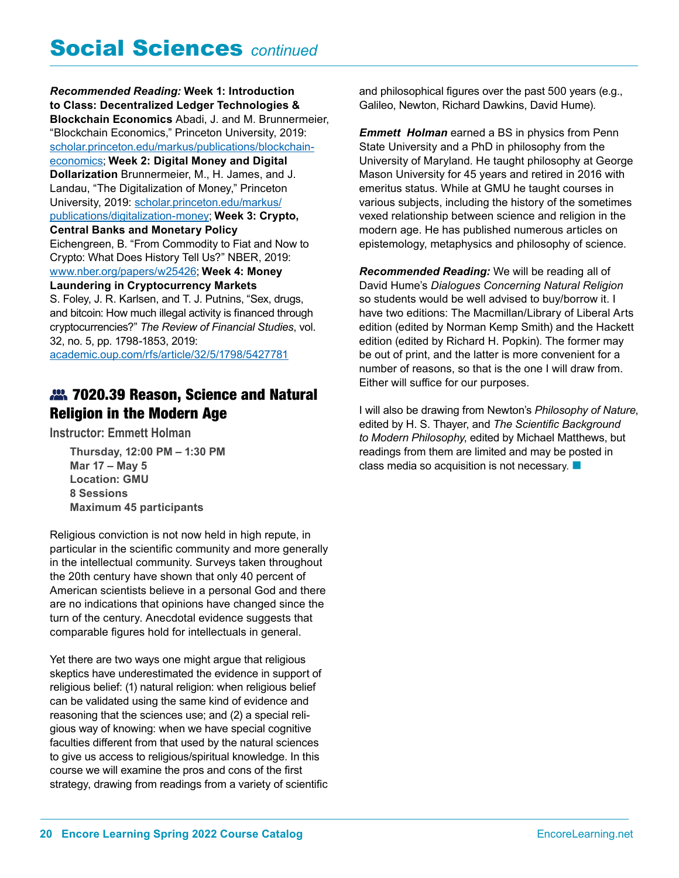# Social Sciences *continued*

***Recommended Reading:*** **Week 1: Introduction to Class: Decentralized Ledger Technologies & Blockchain Economics** Abadi, J. and M. Brunnermeier, "Blockchain Economics," Princeton University, 2019: scholar.princeton.edu/markus/publications/blockchain-economics; **Week 2: Digital Money and Digital Dollarization** Brunnermeier, M., H. James, and J. Landau, "The Digitalization of Money," Princeton University, 2019: scholar.princeton.edu/markus/publications/digitalization-money; **Week 3: Crypto, Central Banks and Monetary Policy** Eichengreen, B. "From Commodity to Fiat and Now to Crypto: What Does History Tell Us?" NBER, 2019: www.nber.org/papers/w25426; **Week 4: Money Laundering in Cryptocurrency Markets** S. Foley, J. R. Karlsen, and T. J. Putnins, "Sex, drugs, and bitcoin: How much illegal activity is financed through cryptocurrencies?" *The Review of Financial Studies*, vol. 32, no. 5, pp. 1798-1853, 2019: academic.oup.com/rfs/article/32/5/1798/5427781

## 7020.39 Reason, Science and Natural Religion in the Modern Age

**Instructor: Emmett Holman**

**Thursday, 12:00 PM – 1:30 PM**
**Mar 17 – May 5**
**Location: GMU**
**8 Sessions**
**Maximum 45 participants**

Religious conviction is not now held in high repute, in particular in the scientific community and more generally in the intellectual community. Surveys taken throughout the 20th century have shown that only 40 percent of American scientists believe in a personal God and there are no indications that opinions have changed since the turn of the century. Anecdotal evidence suggests that comparable figures hold for intellectuals in general.

Yet there are two ways one might argue that religious skeptics have underestimated the evidence in support of religious belief: (1) natural religion: when religious belief can be validated using the same kind of evidence and reasoning that the sciences use; and (2) a special religious way of knowing: when we have special cognitive faculties different from that used by the natural sciences to give us access to religious/spiritual knowledge. In this course we will examine the pros and cons of the first strategy, drawing from readings from a variety of scientific and philosophical figures over the past 500 years (e.g., Galileo, Newton, Richard Dawkins, David Hume).

***Emmett Holman*** earned a BS in physics from Penn State University and a PhD in philosophy from the University of Maryland. He taught philosophy at George Mason University for 45 years and retired in 2016 with emeritus status. While at GMU he taught courses in various subjects, including the history of the sometimes vexed relationship between science and religion in the modern age. He has published numerous articles on epistemology, metaphysics and philosophy of science.

***Recommended Reading:*** We will be reading all of David Hume's *Dialogues Concerning Natural Religion* so students would be well advised to buy/borrow it. I have two editions: The Macmillan/Library of Liberal Arts edition (edited by Norman Kemp Smith) and the Hackett edition (edited by Richard H. Popkin). The former may be out of print, and the latter is more convenient for a number of reasons, so that is the one I will draw from. Either will suffice for our purposes.

I will also be drawing from Newton's *Philosophy of Nature*, edited by H. S. Thayer, and *The Scientific Background to Modern Philosophy*, edited by Michael Matthews, but readings from them are limited and may be posted in class media so acquisition is not necessary.